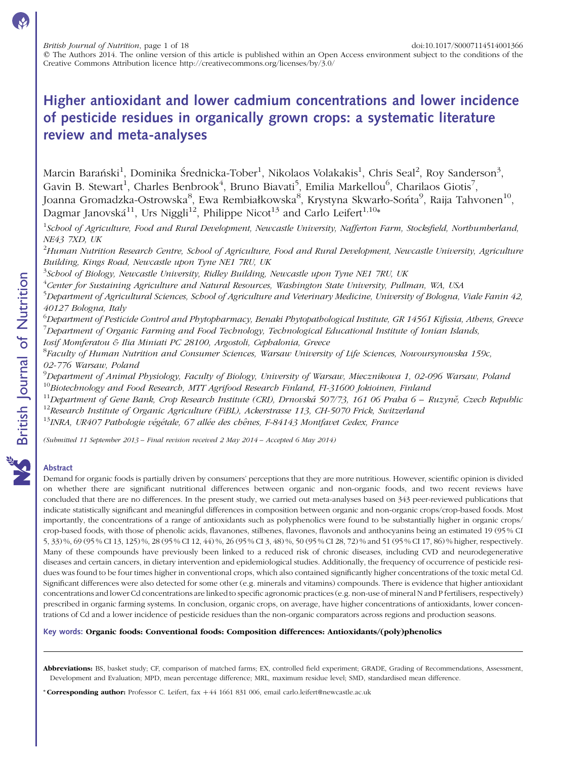© The Authors 2014. The online version of this article is published within an Open Access environment subject to the conditions of the Creative Commons Attribution licence http://creativecommons.org/licenses/by/3.0/

# Higher antioxidant and lower cadmium concentrations and lower incidence of pesticide residues in organically grown crops: a systematic literature review and meta-analyses

Marcin Barański[1], Dominika Średnicka-Tober[1], Nikolaos Volakakis[1], Chris Seal[2], Roy Sanderson[3], Gavin B. Stewart[1], Charles Benbrook[4], Bruno Biavati[5], Emilia Markellou[6], Charilaos Giotis[7], Joanna Gromadzka-Ostrowska[8], Ewa Rembiałkowska[8], Krystyna Skwarło-Sońta[9], Raija Tahvonen[10], Dagmar Janovská[11], Urs Niggli[12], Philippe Nicot[13] and Carlo Leifert[1,10]*

[1]*School of Agriculture, Food and Rural Development, Newcastle University, Nafferton Farm, Stocksfield, Northumberland, NE43 7XD, UK*

[2]*Human Nutrition Research Centre, School of Agriculture, Food and Rural Development, Newcastle University, Agriculture Building, Kings Road, Newcastle upon Tyne NE1 7RU, UK*

[3]*School of Biology, Newcastle University, Ridley Building, Newcastle upon Tyne NE1 7RU, UK*

[4]*Center for Sustaining Agriculture and Natural Resources, Washington State University, Pullman, WA, USA*

[5]*Department of Agricultural Sciences, School of Agriculture and Veterinary Medicine, University of Bologna, Viale Fanin 42, 40127 Bologna, Italy*

[6]*Department of Pesticide Control and Phytopharmacy, Benaki Phytopathological Institute, GR 14561 Kifissia, Athens, Greece*

[7]*Department of Organic Farming and Food Technology, Technological Educational Institute of Ionian Islands, Iosif Momferatou & Ilia Miniati PC 28100, Argostoli, Cephalonia, Greece*

[8]*Faculty of Human Nutrition and Consumer Sciences, Warsaw University of Life Sciences, Nowoursynowska 159c, 02-776 Warsaw, Poland*

[9]*Department of Animal Physiology, Faculty of Biology, University of Warsaw, Miecznikowa 1, 02-096 Warsaw, Poland*

[10]*Biotechnology and Food Research, MTT Agrifood Research Finland, FI-31600 Jokioinen, Finland*

[11]*Department of Gene Bank, Crop Research Institute (CRI), Drnovská 507/73, 161 06 Praha 6 – Ruzyně, Czech Republic*

[12]*Research Institute of Organic Agriculture (FiBL), Ackerstrasse 113, CH-5070 Frick, Switzerland*

[13]*INRA, UR407 Pathologie végétale, 67 allée des chênes, F-84143 Montfavet Cedex, France*

*(Submitted 11 September 2013 – Final revision received 2 May 2014 – Accepted 6 May 2014)*

## Abstract

Demand for organic foods is partially driven by consumers' perceptions that they are more nutritious. However, scientific opinion is divided on whether there are significant nutritional differences between organic and non-organic foods, and two recent reviews have concluded that there are no differences. In the present study, we carried out meta-analyses based on 343 peer-reviewed publications that indicate statistically significant and meaningful differences in composition between organic and non-organic crops/crop-based foods. Most importantly, the concentrations of a range of antioxidants such as polyphenolics were found to be substantially higher in organic crops/crop-based foods, with those of phenolic acids, flavanones, stilbenes, flavones, flavonols and anthocyanins being an estimated 19 (95 % CI 5, 33) %, 69 (95 % CI 13, 125) %, 28 (95 % CI 12, 44) %, 26 (95 % CI 3, 48) %, 50 (95 % CI 28, 72) % and 51 (95 % CI 17, 86) % higher, respectively. Many of these compounds have previously been linked to a reduced risk of chronic diseases, including CVD and neurodegenerative diseases and certain cancers, in dietary intervention and epidemiological studies. Additionally, the frequency of occurrence of pesticide residues was found to be four times higher in conventional crops, which also contained significantly higher concentrations of the toxic metal Cd. Significant differences were also detected for some other (e.g. minerals and vitamins) compounds. There is evidence that higher antioxidant concentrations and lower Cd concentrations are linked to specific agronomic practices (e.g. non-use of mineral N and P fertilisers, respectively) prescribed in organic farming systems. In conclusion, organic crops, on average, have higher concentrations of antioxidants, lower concentrations of Cd and a lower incidence of pesticide residues than the non-organic comparators across regions and production seasons.

**Key words: Organic foods: Conventional foods: Composition differences: Antioxidants/(poly)phenolics**

---

**Abbreviations:** BS, basket study; CF, comparison of matched farms; EX, controlled field experiment; GRADE, Grading of Recommendations, Assessment, Development and Evaluation; MPD, mean percentage difference; MRL, maximum residue level; SMD, standardised mean difference.

\* **Corresponding author:** Professor C. Leifert, fax +44 1661 831 006, email carlo.leifert@newcastle.ac.uk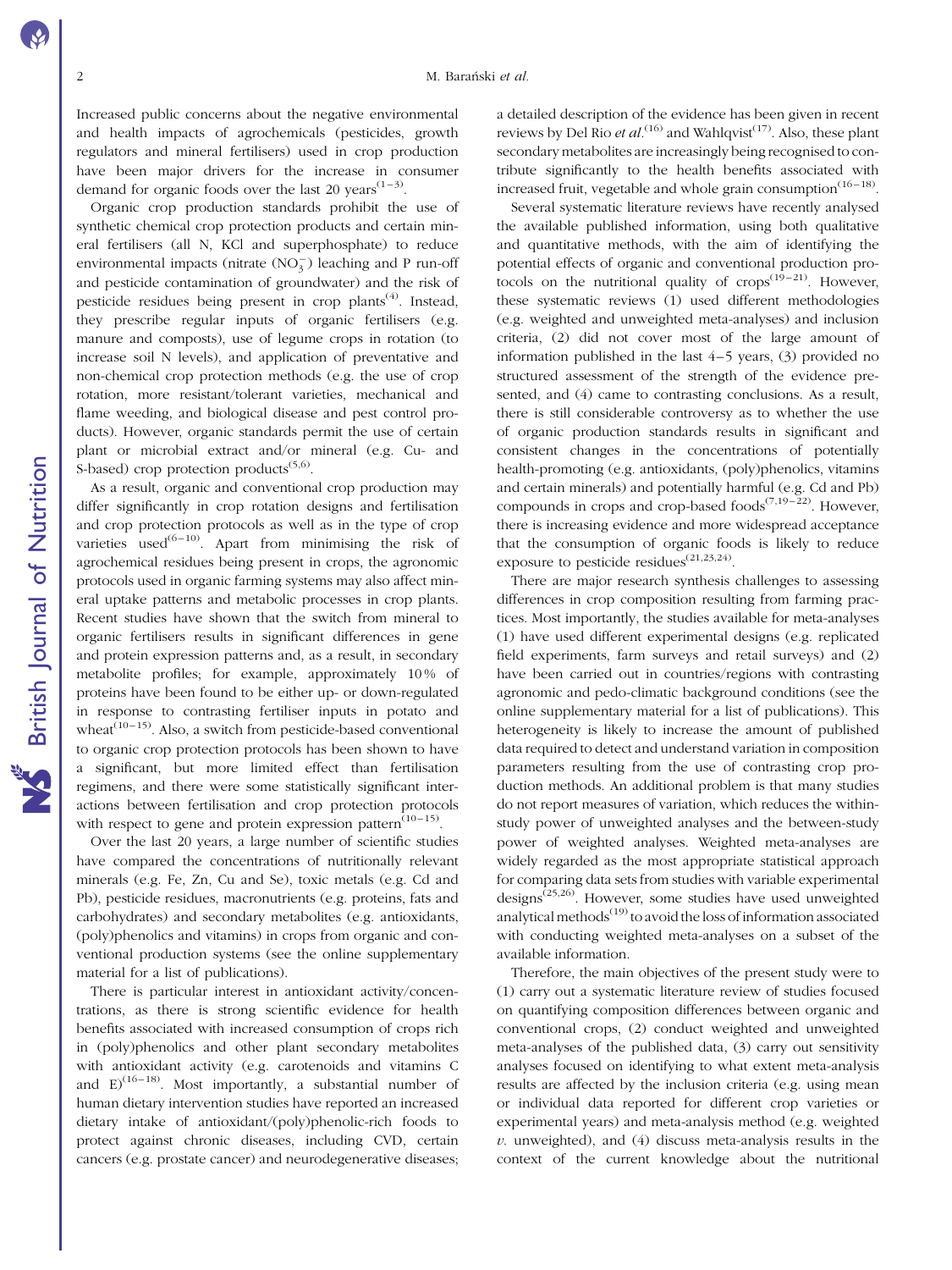Increased public concerns about the negative environmental and health impacts of agrochemicals (pesticides, growth regulators and mineral fertilisers) used in crop production have been major drivers for the increase in consumer demand for organic foods over the last 20 years[1–3].

Organic crop production standards prohibit the use of synthetic chemical crop protection products and certain mineral fertilisers (all N, KCl and superphosphate) to reduce environmental impacts (nitrate ($NO_3^-$) leaching and P run-off and pesticide contamination of groundwater) and the risk of pesticide residues being present in crop plants[4]. Instead, they prescribe regular inputs of organic fertilisers (e.g. manure and composts), use of legume crops in rotation (to increase soil N levels), and application of preventative and non-chemical crop protection methods (e.g. the use of crop rotation, more resistant/tolerant varieties, mechanical and flame weeding, and biological disease and pest control products). However, organic standards permit the use of certain plant or microbial extract and/or mineral (e.g. Cu- and S-based) crop protection products[5,6].

As a result, organic and conventional crop production may differ significantly in crop rotation designs and fertilisation and crop protection protocols as well as in the type of crop varieties used[6–10]. Apart from minimising the risk of agrochemical residues being present in crops, the agronomic protocols used in organic farming systems may also affect mineral uptake patterns and metabolic processes in crop plants. Recent studies have shown that the switch from mineral to organic fertilisers results in significant differences in gene and protein expression patterns and, as a result, in secondary metabolite profiles; for example, approximately 10 % of proteins have been found to be either up- or down-regulated in response to contrasting fertiliser inputs in potato and wheat[10–15]. Also, a switch from pesticide-based conventional to organic crop protection protocols has been shown to have a significant, but more limited effect than fertilisation regimens, and there were some statistically significant interactions between fertilisation and crop protection protocols with respect to gene and protein expression pattern[10–15].

Over the last 20 years, a large number of scientific studies have compared the concentrations of nutritionally relevant minerals (e.g. Fe, Zn, Cu and Se), toxic metals (e.g. Cd and Pb), pesticide residues, macronutrients (e.g. proteins, fats and carbohydrates) and secondary metabolites (e.g. antioxidants, (poly)phenolics and vitamins) in crops from organic and conventional production systems (see the online supplementary material for a list of publications).

There is particular interest in antioxidant activity/concentrations, as there is strong scientific evidence for health benefits associated with increased consumption of crops rich in (poly)phenolics and other plant secondary metabolites with antioxidant activity (e.g. carotenoids and vitamins C and E)[16–18]. Most importantly, a substantial number of human dietary intervention studies have reported an increased dietary intake of antioxidant/(poly)phenolic-rich foods to protect against chronic diseases, including CVD, certain cancers (e.g. prostate cancer) and neurodegenerative diseases; a detailed description of the evidence has been given in recent reviews by Del Rio *et al.*[16] and Wahlqvist[17]. Also, these plant secondary metabolites are increasingly being recognised to contribute significantly to the health benefits associated with increased fruit, vegetable and whole grain consumption[16–18].

Several systematic literature reviews have recently analysed the available published information, using both qualitative and quantitative methods, with the aim of identifying the potential effects of organic and conventional production protocols on the nutritional quality of crops[19–21]. However, these systematic reviews (1) used different methodologies (e.g. weighted and unweighted meta-analyses) and inclusion criteria, (2) did not cover most of the large amount of information published in the last 4–5 years, (3) provided no structured assessment of the strength of the evidence presented, and (4) came to contrasting conclusions. As a result, there is still considerable controversy as to whether the use of organic production standards results in significant and consistent changes in the concentrations of potentially health-promoting (e.g. antioxidants, (poly)phenolics, vitamins and certain minerals) and potentially harmful (e.g. Cd and Pb) compounds in crops and crop-based foods[7,19–22]. However, there is increasing evidence and more widespread acceptance that the consumption of organic foods is likely to reduce exposure to pesticide residues[21,23,24].

There are major research synthesis challenges to assessing differences in crop composition resulting from farming practices. Most importantly, the studies available for meta-analyses (1) have used different experimental designs (e.g. replicated field experiments, farm surveys and retail surveys) and (2) have been carried out in countries/regions with contrasting agronomic and pedo-climatic background conditions (see the online supplementary material for a list of publications). This heterogeneity is likely to increase the amount of published data required to detect and understand variation in composition parameters resulting from the use of contrasting crop production methods. An additional problem is that many studies do not report measures of variation, which reduces the within-study power of unweighted analyses and the between-study power of weighted analyses. Weighted meta-analyses are widely regarded as the most appropriate statistical approach for comparing data sets from studies with variable experimental designs[25,26]. However, some studies have used unweighted analytical methods[19] to avoid the loss of information associated with conducting weighted meta-analyses on a subset of the available information.

Therefore, the main objectives of the present study were to (1) carry out a systematic literature review of studies focused on quantifying composition differences between organic and conventional crops, (2) conduct weighted and unweighted meta-analyses of the published data, (3) carry out sensitivity analyses focused on identifying to what extent meta-analysis results are affected by the inclusion criteria (e.g. using mean or individual data reported for different crop varieties or experimental years) and meta-analysis method (e.g. weighted *v.* unweighted), and (4) discuss meta-analysis results in the context of the current knowledge about the nutritional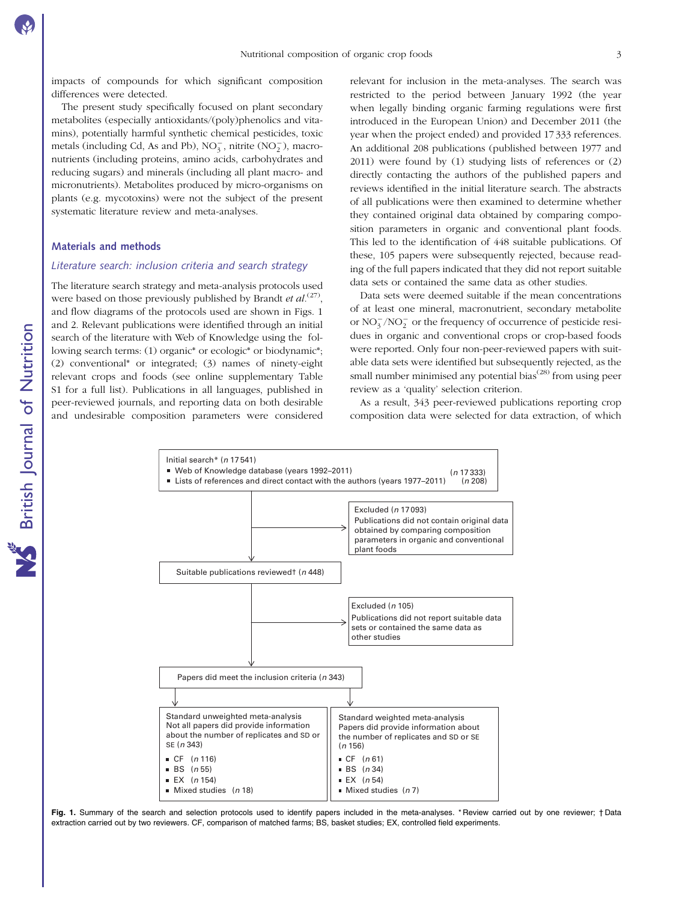impacts of compounds for which significant composition differences were detected.

The present study specifically focused on plant secondary metabolites (especially antioxidants/(poly)phenolics and vitamins), potentially harmful synthetic chemical pesticides, toxic metals (including Cd, As and Pb), $NO_3^-$, nitrite ($NO_2^-$), macronutrients (including proteins, amino acids, carbohydrates and reducing sugars) and minerals (including all plant macro- and micronutrients). Metabolites produced by micro-organisms on plants (e.g. mycotoxins) were not the subject of the present systematic literature review and meta-analyses.

## Materials and methods

### *Literature search: inclusion criteria and search strategy*

The literature search strategy and meta-analysis protocols used were based on those previously published by Brandt *et al.*[27], and flow diagrams of the protocols used are shown in Figs. 1 and 2. Relevant publications were identified through an initial search of the literature with Web of Knowledge using the following search terms: (1) organic* or ecologic* or biodynamic*; (2) conventional* or integrated; (3) names of ninety-eight relevant crops and foods (see online supplementary Table S1 for a full list). Publications in all languages, published in peer-reviewed journals, and reporting data on both desirable and undesirable composition parameters were considered relevant for inclusion in the meta-analyses. The search was restricted to the period between January 1992 (the year when legally binding organic farming regulations were first introduced in the European Union) and December 2011 (the year when the project ended) and provided 17 333 references. An additional 208 publications (published between 1977 and 2011) were found by (1) studying lists of references or (2) directly contacting the authors of the published papers and reviews identified in the initial literature search. The abstracts of all publications were then examined to determine whether they contained original data obtained by comparing composition parameters in organic and conventional plant foods. This led to the identification of 448 suitable publications. Of these, 105 papers were subsequently rejected, because reading of the full papers indicated that they did not report suitable data sets or contained the same data as other studies.

Data sets were deemed suitable if the mean concentrations of at least one mineral, macronutrient, secondary metabolite or $NO_3^-$/$NO_2^-$ or the frequency of occurrence of pesticide residues in organic and conventional crops or crop-based foods were reported. Only four non-peer-reviewed papers with suitable data sets were identified but subsequently rejected, as the small number minimised any potential bias[28] from using peer review as a 'quality' selection criterion.

As a result, 343 peer-reviewed publications reporting crop composition data were selected for data extraction, of which

Initial search* (*n* 17 541)
- Web of Knowledge database (years 1992–2011) (*n* 17 333)
- Lists of references and direct contact with the authors (years 1977–2011) (*n* 208)

Excluded (*n* 17 093)
Publications did not contain original data obtained by comparing composition parameters in organic and conventional plant foods

Suitable publications reviewed† (*n* 448)

Excluded (*n* 105)
Publications did not report suitable data sets or contained the same data as other studies

Papers did meet the inclusion criteria (*n* 343)

Standard unweighted meta-analysis
Not all papers did provide information about the number of replicates and SD or SE (*n* 343)
- CF (*n* 116)
- BS (*n* 55)
- EX (*n* 154)
- Mixed studies (*n* 18)

Standard weighted meta-analysis
Papers did provide information about the number of replicates and SD or SE (*n* 156)
- CF (*n* 61)
- BS (*n* 34)
- EX (*n* 54)
- Mixed studies (*n* 7)

**Fig. 1.** Summary of the search and selection protocols used to identify papers included in the meta-analyses. * Review carried out by one reviewer; † Data extraction carried out by two reviewers. CF, comparison of matched farms; BS, basket studies; EX, controlled field experiments.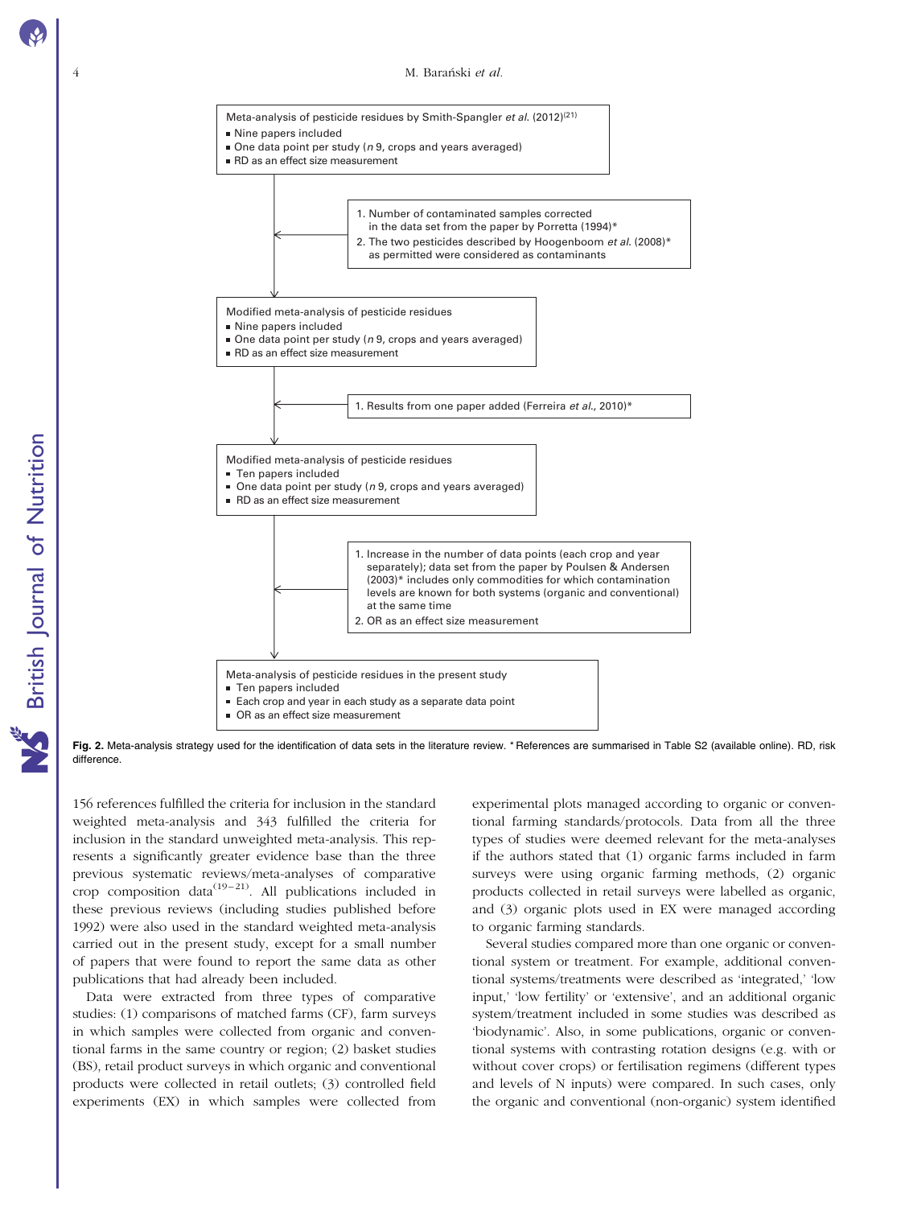Meta-analysis of pesticide residues by Smith-Spangler *et al.* (2012)[21]
- Nine papers included
- One data point per study (*n* 9, crops and years averaged)
- RD as an effect size measurement

1. Number of contaminated samples corrected in the data set from the paper by Porretta (1994)*
2. The two pesticides described by Hoogenboom *et al.* (2008)* as permitted were considered as contaminants

Modified meta-analysis of pesticide residues
- Nine papers included
- One data point per study (*n* 9, crops and years averaged)
- RD as an effect size measurement

1. Results from one paper added (Ferreira *et al.*, 2010)*

Modified meta-analysis of pesticide residues
- Ten papers included
- One data point per study (*n* 9, crops and years averaged)
- RD as an effect size measurement

1. Increase in the number of data points (each crop and year separately); data set from the paper by Poulsen & Andersen (2003)* includes only commodities for which contamination levels are known for both systems (organic and conventional) at the same time
2. OR as an effect size measurement

Meta-analysis of pesticide residues in the present study
- Ten papers included
- Each crop and year in each study as a separate data point
- OR as an effect size measurement

**Fig. 2.** Meta-analysis strategy used for the identification of data sets in the literature review. * References are summarised in Table S2 (available online). RD, risk difference.

156 references fulfilled the criteria for inclusion in the standard weighted meta-analysis and 343 fulfilled the criteria for inclusion in the standard unweighted meta-analysis. This represents a significantly greater evidence base than the three previous systematic reviews/meta-analyses of comparative crop composition data[19–21]. All publications included in these previous reviews (including studies published before 1992) were also used in the standard weighted meta-analysis carried out in the present study, except for a small number of papers that were found to report the same data as other publications that had already been included.

Data were extracted from three types of comparative studies: (1) comparisons of matched farms (CF), farm surveys in which samples were collected from organic and conventional farms in the same country or region; (2) basket studies (BS), retail product surveys in which organic and conventional products were collected in retail outlets; (3) controlled field experiments (EX) in which samples were collected from experimental plots managed according to organic or conventional farming standards/protocols. Data from all the three types of studies were deemed relevant for the meta-analyses if the authors stated that (1) organic farms included in farm surveys were using organic farming methods, (2) organic products collected in retail surveys were labelled as organic, and (3) organic plots used in EX were managed according to organic farming standards.

Several studies compared more than one organic or conventional system or treatment. For example, additional conventional systems/treatments were described as 'integrated,' 'low input,' 'low fertility' or 'extensive', and an additional organic system/treatment included in some studies was described as 'biodynamic'. Also, in some publications, organic or conventional systems with contrasting rotation designs (e.g. with or without cover crops) or fertilisation regimens (different types and levels of N inputs) were compared. In such cases, only the organic and conventional (non-organic) system identified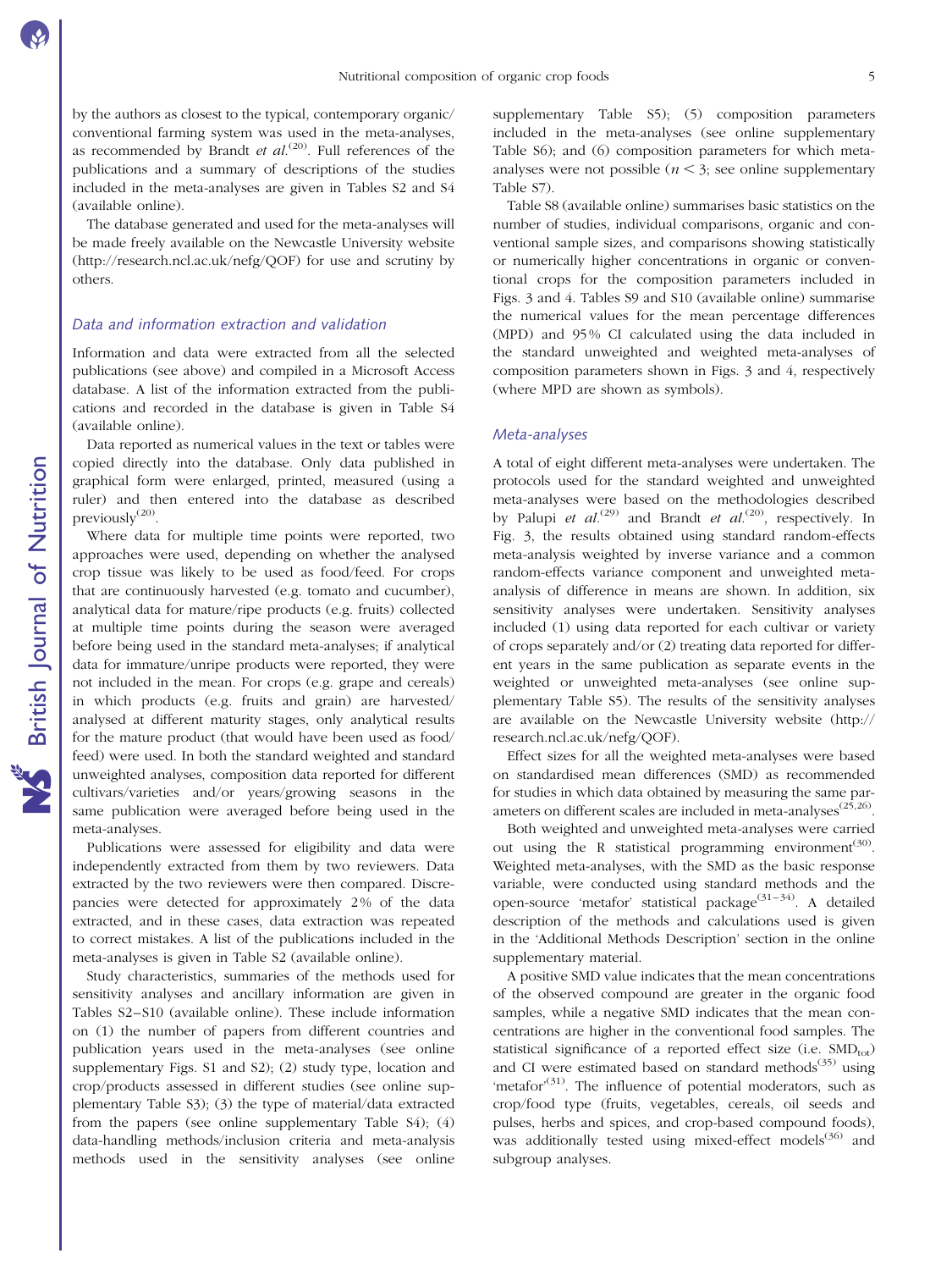by the authors as closest to the typical, contemporary organic/conventional farming system was used in the meta-analyses, as recommended by Brandt *et al.*[20]. Full references of the publications and a summary of descriptions of the studies included in the meta-analyses are given in Tables S2 and S4 (available online).

The database generated and used for the meta-analyses will be made freely available on the Newcastle University website (http://research.ncl.ac.uk/nefg/QOF) for use and scrutiny by others.

### *Data and information extraction and validation*

Information and data were extracted from all the selected publications (see above) and compiled in a Microsoft Access database. A list of the information extracted from the publications and recorded in the database is given in Table S4 (available online).

Data reported as numerical values in the text or tables were copied directly into the database. Only data published in graphical form were enlarged, printed, measured (using a ruler) and then entered into the database as described previously[20].

Where data for multiple time points were reported, two approaches were used, depending on whether the analysed crop tissue was likely to be used as food/feed. For crops that are continuously harvested (e.g. tomato and cucumber), analytical data for mature/ripe products (e.g. fruits) collected at multiple time points during the season were averaged before being used in the standard meta-analyses; if analytical data for immature/unripe products were reported, they were not included in the mean. For crops (e.g. grape and cereals) in which products (e.g. fruits and grain) are harvested/analysed at different maturity stages, only analytical results for the mature product (that would have been used as food/feed) were used. In both the standard weighted and standard unweighted analyses, composition data reported for different cultivars/varieties and/or years/growing seasons in the same publication were averaged before being used in the meta-analyses.

Publications were assessed for eligibility and data were independently extracted from them by two reviewers. Data extracted by the two reviewers were then compared. Discrepancies were detected for approximately 2 % of the data extracted, and in these cases, data extraction was repeated to correct mistakes. A list of the publications included in the meta-analyses is given in Table S2 (available online).

Study characteristics, summaries of the methods used for sensitivity analyses and ancillary information are given in Tables S2–S10 (available online). These include information on (1) the number of papers from different countries and publication years used in the meta-analyses (see online supplementary Figs. S1 and S2); (2) study type, location and crop/products assessed in different studies (see online supplementary Table S3); (3) the type of material/data extracted from the papers (see online supplementary Table S4); (4) data-handling methods/inclusion criteria and meta-analysis methods used in the sensitivity analyses (see online supplementary Table S5); (5) composition parameters included in the meta-analyses (see online supplementary Table S6); and (6) composition parameters for which meta-analyses were not possible ($n < 3$; see online supplementary Table S7).

Table S8 (available online) summarises basic statistics on the number of studies, individual comparisons, organic and conventional sample sizes, and comparisons showing statistically or numerically higher concentrations in organic or conventional crops for the composition parameters included in Figs. 3 and 4. Tables S9 and S10 (available online) summarise the numerical values for the mean percentage differences (MPD) and 95 % CI calculated using the data included in the standard unweighted and weighted meta-analyses of composition parameters shown in Figs. 3 and 4, respectively (where MPD are shown as symbols).

### *Meta-analyses*

A total of eight different meta-analyses were undertaken. The protocols used for the standard weighted and unweighted meta-analyses were based on the methodologies described by Palupi *et al.*[29] and Brandt *et al.*[20], respectively. In Fig. 3, the results obtained using standard random-effects meta-analysis weighted by inverse variance and a common random-effects variance component and unweighted meta-analysis of difference in means are shown. In addition, six sensitivity analyses were undertaken. Sensitivity analyses included (1) using data reported for each cultivar or variety of crops separately and/or (2) treating data reported for different years in the same publication as separate events in the weighted or unweighted meta-analyses (see online supplementary Table S5). The results of the sensitivity analyses are available on the Newcastle University website (http://research.ncl.ac.uk/nefg/QOF).

Effect sizes for all the weighted meta-analyses were based on standardised mean differences (SMD) as recommended for studies in which data obtained by measuring the same parameters on different scales are included in meta-analyses[25,26].

Both weighted and unweighted meta-analyses were carried out using the R statistical programming environment[30]. Weighted meta-analyses, with the SMD as the basic response variable, were conducted using standard methods and the open-source 'metafor' statistical package[31–34]. A detailed description of the methods and calculations used is given in the 'Additional Methods Description' section in the online supplementary material.

A positive SMD value indicates that the mean concentrations of the observed compound are greater in the organic food samples, while a negative SMD indicates that the mean concentrations are higher in the conventional food samples. The statistical significance of a reported effect size (i.e. $SMD_{tot}$) and CI were estimated based on standard methods[35] using 'metafor'[31]. The influence of potential moderators, such as crop/food type (fruits, vegetables, cereals, oil seeds and pulses, herbs and spices, and crop-based compound foods), was additionally tested using mixed-effect models[36] and subgroup analyses.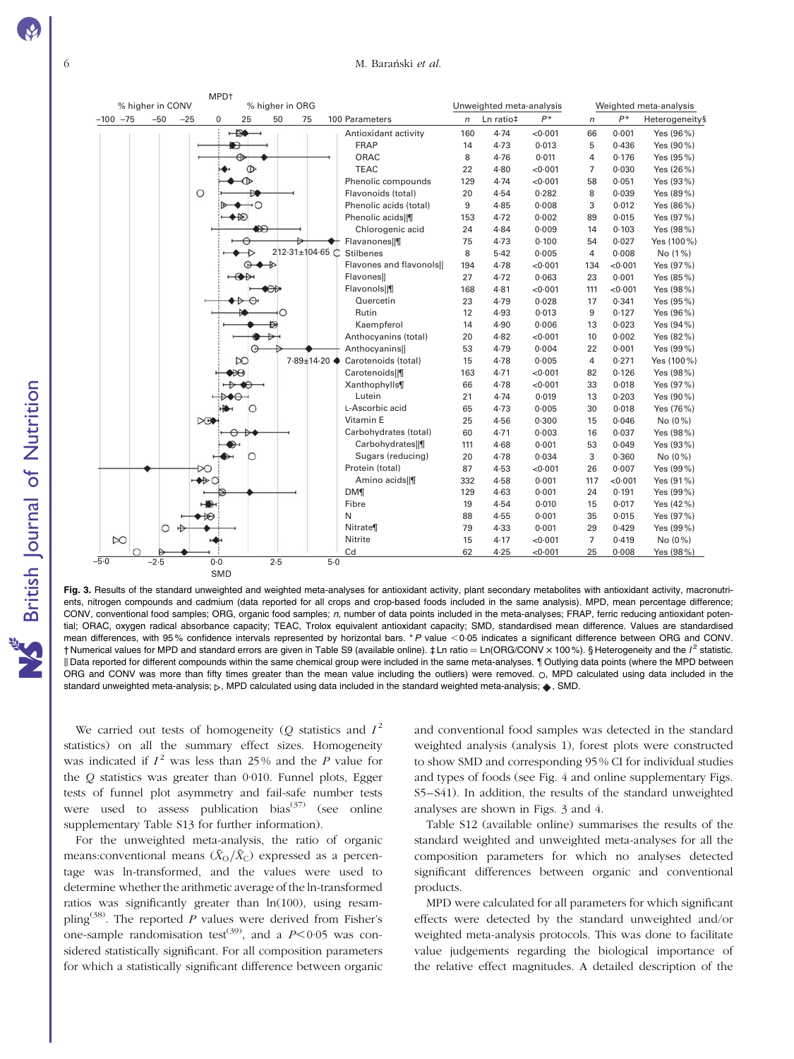MPD†

% higher in CONV

% higher in ORG

−100 −75 −50 −25 0 25 50 75 100

212·31±104·65

7·89±14·20

−5·0 −2·5 0·0 2·5 5·0

SMD

| Parameters | Unweighted meta-analysis | | | Weighted meta-analysis | | |
|---|---|---|---|---|---|---|
| | *n* | Ln ratio‡ | *P*\* | *n* | *P*\* | Heterogeneity§ |
| Antioxidant activity | 160 | 4·74 | <0·001 | 66 | 0·001 | Yes (96 %) |
| FRAP | 14 | 4·73 | 0·013 | 5 | 0·436 | Yes (90 %) |
| ORAC | 8 | 4·76 | 0·011 | 4 | 0·176 | Yes (95 %) |
| TEAC | 22 | 4·80 | <0·001 | 7 | 0·030 | Yes (26 %) |
| Phenolic compounds | 129 | 4·74 | <0·001 | 58 | 0·051 | Yes (93 %) |
| Flavonoids (total) | 20 | 4·54 | 0·282 | 8 | 0·039 | Yes (89 %) |
| Phenolic acids (total) | 9 | 4·85 | 0·008 | 3 | 0·012 | Yes (86 %) |
| Phenolic acids‖¶ | 153 | 4·72 | 0·002 | 89 | 0·015 | Yes (97 %) |
| Chlorogenic acid | 24 | 4·84 | 0·009 | 14 | 0·103 | Yes (98 %) |
| Flavanones‖¶ | 75 | 4·73 | 0·100 | 54 | 0·027 | Yes (100 %) |
| Stilbenes | 8 | 5·42 | 0·005 | 4 | 0·008 | No (1 %) |
| Flavones and flavonols‖ | 194 | 4·78 | <0·001 | 134 | <0·001 | Yes (97 %) |
| Flavones‖ | 27 | 4·72 | 0·063 | 23 | 0·001 | Yes (85 %) |
| Flavonols‖¶ | 168 | 4·81 | <0·001 | 111 | <0·001 | Yes (98 %) |
| Quercetin | 23 | 4·79 | 0·028 | 17 | 0·341 | Yes (95 %) |
| Rutin | 12 | 4·93 | 0·013 | 9 | 0·127 | Yes (96 %) |
| Kaempferol | 14 | 4·90 | 0·006 | 13 | 0·023 | Yes (94 %) |
| Anthocyanins (total) | 20 | 4·82 | <0·001 | 10 | 0·002 | Yes (82 %) |
| Anthocyanins‖ | 53 | 4·79 | 0·004 | 22 | 0·001 | Yes (99 %) |
| Carotenoids (total) | 15 | 4·78 | 0·005 | 4 | 0·271 | Yes (100 %) |
| Carotenoids‖¶ | 163 | 4·71 | <0·001 | 82 | 0·126 | Yes (98 %) |
| Xanthophylls¶ | 66 | 4·78 | <0·001 | 33 | 0·018 | Yes (97 %) |
| Lutein | 21 | 4·74 | 0·019 | 13 | 0·203 | Yes (90 %) |
| L-Ascorbic acid | 65 | 4·73 | 0·005 | 30 | 0·018 | Yes (76 %) |
| Vitamin E | 25 | 4·56 | 0·300 | 15 | 0·046 | No (0 %) |
| Carbohydrates (total) | 60 | 4·71 | 0·003 | 16 | 0·037 | Yes (98 %) |
| Carbohydrates‖¶ | 111 | 4·68 | 0·001 | 53 | 0·049 | Yes (93 %) |
| Sugars (reducing) | 20 | 4·78 | 0·034 | 3 | 0·360 | No (0 %) |
| Protein (total) | 87 | 4·53 | <0·001 | 26 | 0·007 | Yes (99 %) |
| Amino acids‖¶ | 332 | 4·58 | 0·001 | 117 | <0·001 | Yes (91 %) |
| DM¶ | 129 | 4·63 | 0·001 | 24 | 0·191 | Yes (99 %) |
| Fibre | 19 | 4·54 | 0·010 | 15 | 0·017 | Yes (42 %) |
| N | 88 | 4·55 | 0·001 | 35 | 0·015 | Yes (97 %) |
| Nitrate¶ | 79 | 4·33 | 0·001 | 29 | 0·429 | Yes (99 %) |
| Nitrite | 15 | 4·17 | <0·001 | 7 | 0·419 | No (0 %) |
| Cd | 62 | 4·25 | <0·001 | 25 | 0·008 | Yes (98 %) |

**Fig. 3.** Results of the standard unweighted and weighted meta-analyses for antioxidant activity, plant secondary metabolites with antioxidant activity, macronutrients, nitrogen compounds and cadmium (data reported for all crops and crop-based foods included in the same analysis). MPD, mean percentage difference; CONV, conventional food samples; ORG, organic food samples; *n*, number of data points included in the meta-analyses; FRAP, ferric reducing antioxidant potential; ORAC, oxygen radical absorbance capacity; TEAC, Trolox equivalent antioxidant capacity; SMD, standardised mean difference. Values are standardised mean differences, with 95 % confidence intervals represented by horizontal bars. \* *P* value <0·05 indicates a significant difference between ORG and CONV. † Numerical values for MPD and standard errors are given in Table S9 (available online). ‡ Ln ratio = Ln(ORG/CONV × 100 %). § Heterogeneity and the $I^2$ statistic. ‖ Data reported for different compounds within the same chemical group were included in the same meta-analyses. ¶ Outlying data points (where the MPD between ORG and CONV was more than fifty times greater than the mean value including the outliers) were removed. ○, MPD calculated using data included in the standard unweighted meta-analysis; ▷, MPD calculated using data included in the standard weighted meta-analysis; ◆, SMD.

We carried out tests of homogeneity ($Q$ statistics and $I^2$ statistics) on all the summary effect sizes. Homogeneity was indicated if $I^2$ was less than 25 % and the $P$ value for the $Q$ statistics was greater than 0·010. Funnel plots, Egger tests of funnel plot asymmetry and fail-safe number tests were used to assess publication bias[37] (see online supplementary Table S13 for further information).

For the unweighted meta-analysis, the ratio of organic means:conventional means ($\bar{X}_O/\bar{X}_C$) expressed as a percentage was ln-transformed, and the values were used to determine whether the arithmetic average of the ln-transformed ratios was significantly greater than ln(100), using resampling[38]. The reported $P$ values were derived from Fisher's one-sample randomisation test[39], and a $P<0·05$ was considered statistically significant. For all composition parameters for which a statistically significant difference between organic and conventional food samples was detected in the standard weighted analysis (analysis 1), forest plots were constructed to show SMD and corresponding 95 % CI for individual studies and types of foods (see Fig. 4 and online supplementary Figs. S5–S41). In addition, the results of the standard unweighted analyses are shown in Figs. 3 and 4.

Table S12 (available online) summarises the results of the standard weighted and unweighted meta-analyses for all the composition parameters for which no analyses detected significant differences between organic and conventional products.

MPD were calculated for all parameters for which significant effects were detected by the standard unweighted and/or weighted meta-analysis protocols. This was done to facilitate value judgements regarding the biological importance of the relative effect magnitudes. A detailed description of the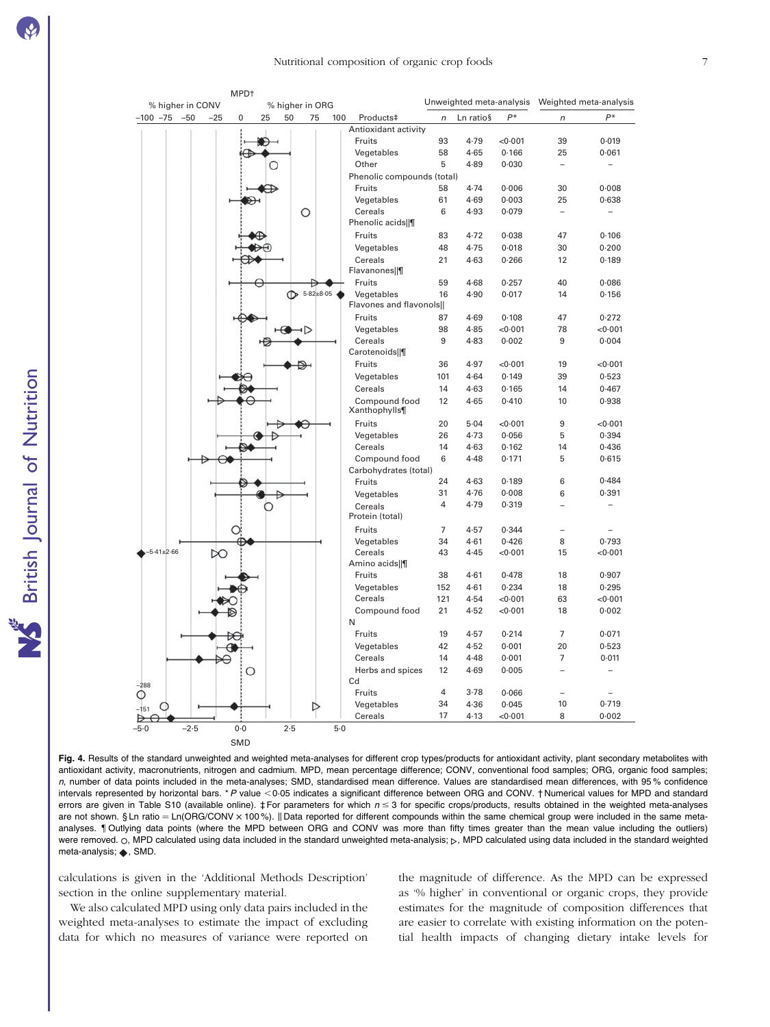MPD†

% higher in CONV | % higher in ORG

−100 −75 −50 −25 0 25 50 75 100

| Products‡ | Unweighted meta-analysis *n* | Unweighted meta-analysis Ln ratio§ | Unweighted meta-analysis *P** | Weighted meta-analysis *n* | Weighted meta-analysis *P** |
|---|---|---|---|---|---|
| **Antioxidant activity** | | | | | |
| Fruits | 93 | 4·79 | <0·001 | 39 | 0·019 |
| Vegetables | 58 | 4·65 | 0·166 | 25 | 0·061 |
| Other | 5 | 4·89 | 0·030 | – | – |
| **Phenolic compounds (total)** | | | | | |
| Fruits | 58 | 4·74 | 0·006 | 30 | 0·008 |
| Vegetables | 61 | 4·69 | 0·003 | 25 | 0·638 |
| Cereals | 6 | 4·93 | 0·079 | – | – |
| **Phenolic acids‖¶** | | | | | |
| Fruits | 83 | 4·72 | 0·038 | 47 | 0·106 |
| Vegetables | 48 | 4·75 | 0·018 | 30 | 0·200 |
| Cereals | 21 | 4·63 | 0·266 | 12 | 0·189 |
| **Flavanones‖¶** | | | | | |
| Fruits | 59 | 4·68 | 0·257 | 40 | 0·086 |
| Vegetables | 16 | 4·90 | 0·017 | 14 | 0·156 |
| **Flavones and flavonols‖** | | | | | |
| Fruits | 87 | 4·69 | 0·108 | 47 | 0·272 |
| Vegetables | 98 | 4·85 | <0·001 | 78 | <0·001 |
| Cereals | 9 | 4·83 | 0·002 | 9 | 0·004 |
| **Carotenoids‖¶** | | | | | |
| Fruits | 36 | 4·97 | <0·001 | 19 | <0·001 |
| Vegetables | 101 | 4·64 | 0·149 | 39 | 0·523 |
| Cereals | 14 | 4·63 | 0·165 | 14 | 0·467 |
| Compound food | 12 | 4·65 | 0·410 | 10 | 0·938 |
| **Xanthophylls¶** | | | | | |
| Fruits | 20 | 5·04 | <0·001 | 9 | <0·001 |
| Vegetables | 26 | 4·73 | 0·056 | 5 | 0·394 |
| Cereals | 14 | 4·63 | 0·162 | 14 | 0·436 |
| Compound food | 6 | 4·48 | 0·171 | 5 | 0·615 |
| **Carbohydrates (total)** | | | | | |
| Fruits | 24 | 4·63 | 0·189 | 6 | 0·484 |
| Vegetables | 31 | 4·76 | 0·008 | 6 | 0·391 |
| Cereals | 4 | 4·79 | 0·319 | – | – |
| **Protein (total)** | | | | | |
| Fruits | 7 | 4·57 | 0·344 | – | – |
| Vegetables | 34 | 4·61 | 0·426 | 8 | 0·793 |
| Cereals | 43 | 4·45 | <0·001 | 15 | <0·001 |
| **Amino acids‖¶** | | | | | |
| Fruits | 38 | 4·61 | 0·478 | 18 | 0·907 |
| Vegetables | 152 | 4·61 | 0·234 | 18 | 0·295 |
| Cereals | 121 | 4·54 | <0·001 | 63 | <0·001 |
| Compound food | 21 | 4·52 | <0·001 | 18 | 0·002 |
| **N** | | | | | |
| Fruits | 19 | 4·57 | 0·214 | 7 | 0·071 |
| Vegetables | 42 | 4·52 | 0·001 | 20 | 0·523 |
| Cereals | 14 | 4·48 | 0·001 | 7 | 0·011 |
| Herbs and spices | 12 | 4·69 | 0·005 | – | – |
| **Cd** | | | | | |
| Fruits | 4 | 3·78 | 0·066 | – | – |
| Vegetables | 34 | 4·36 | 0·045 | 10 | 0·719 |
| Cereals | 17 | 4·13 | <0·001 | 8 | 0·002 |

5·82±8·05

−5·41±2·66

−288

−151

−5·0 −2·5 0·0 2·5 5·0

SMD

**Fig. 4.** Results of the standard unweighted and weighted meta-analyses for different crop types/products for antioxidant activity, plant secondary metabolites with antioxidant activity, macronutrients, nitrogen and cadmium. MPD, mean percentage difference; CONV, conventional food samples; ORG, organic food samples; *n*, number of data points included in the meta-analyses; SMD, standardised mean difference. Values are standardised mean differences, with 95 % confidence intervals represented by horizontal bars. * *P* value <0·05 indicates a significant difference between ORG and CONV. † Numerical values for MPD and standard errors are given in Table S10 (available online). ‡ For parameters for which *n* ≤ 3 for specific crops/products, results obtained in the weighted meta-analyses are not shown. § Ln ratio = Ln(ORG/CONV × 100 %). ‖ Data reported for different compounds within the same chemical group were included in the same meta-analyses. ¶ Outlying data points (where the MPD between ORG and CONV was more than fifty times greater than the mean value including the outliers) were removed. ○, MPD calculated using data included in the standard unweighted meta-analysis; ▷, MPD calculated using data included in the standard weighted meta-analysis; ◆, SMD.

calculations is given in the 'Additional Methods Description' section in the online supplementary material.

We also calculated MPD using only data pairs included in the weighted meta-analyses to estimate the impact of excluding data for which no measures of variance were reported on the magnitude of difference. As the MPD can be expressed as '% higher' in conventional or organic crops, they provide estimates for the magnitude of composition differences that are easier to correlate with existing information on the potential health impacts of changing dietary intake levels for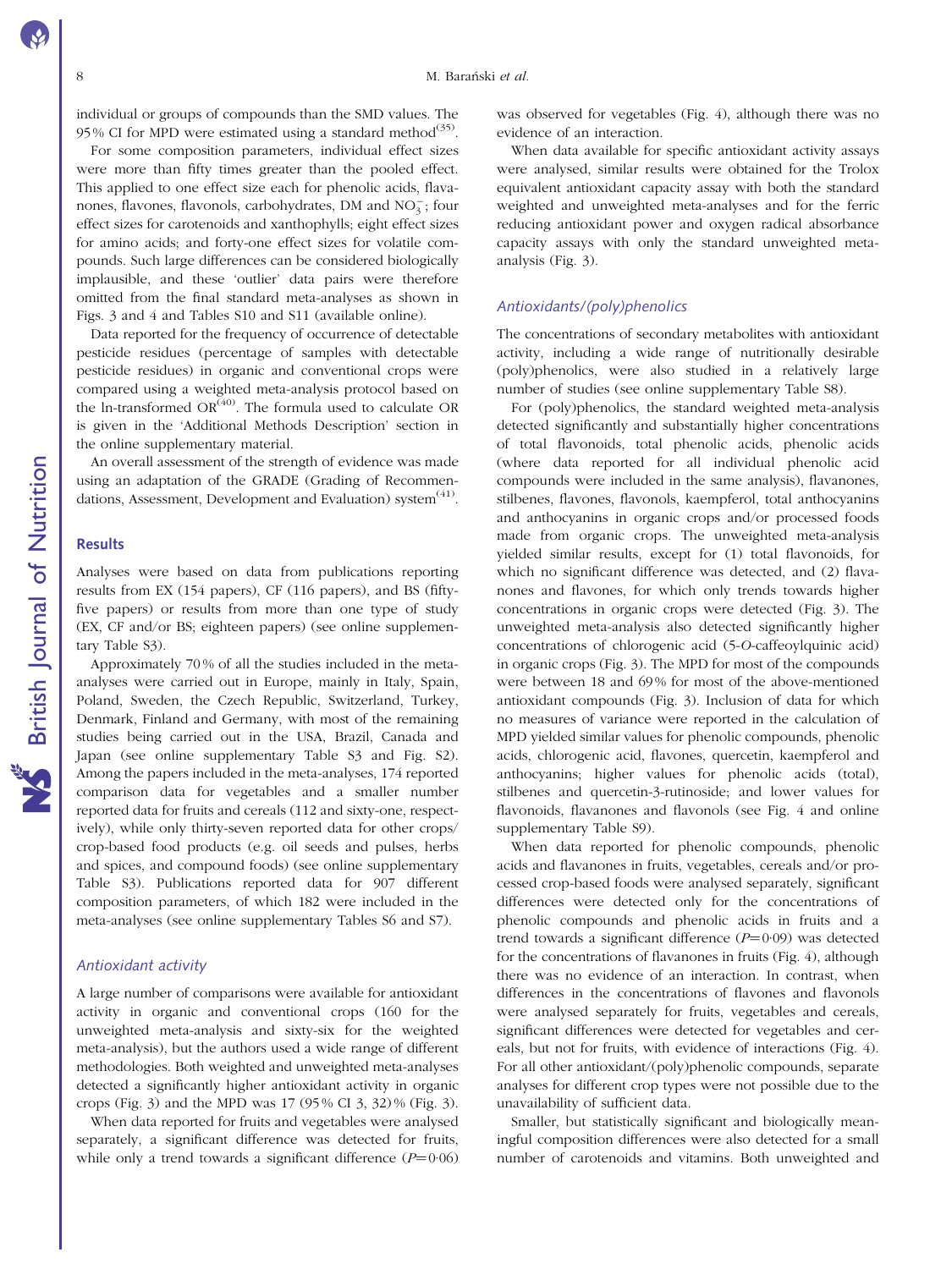individual or groups of compounds than the SMD values. The 95 % CI for MPD were estimated using a standard method[35].

For some composition parameters, individual effect sizes were more than fifty times greater than the pooled effect. This applied to one effect size each for phenolic acids, flavanones, flavones, flavonols, carbohydrates, DM and $NO_3^-$; four effect sizes for carotenoids and xanthophylls; eight effect sizes for amino acids; and forty-one effect sizes for volatile compounds. Such large differences can be considered biologically implausible, and these 'outlier' data pairs were therefore omitted from the final standard meta-analyses as shown in Figs. 3 and 4 and Tables S10 and S11 (available online).

Data reported for the frequency of occurrence of detectable pesticide residues (percentage of samples with detectable pesticide residues) in organic and conventional crops were compared using a weighted meta-analysis protocol based on the ln-transformed OR[40]. The formula used to calculate OR is given in the 'Additional Methods Description' section in the online supplementary material.

An overall assessment of the strength of evidence was made using an adaptation of the GRADE (Grading of Recommendations, Assessment, Development and Evaluation) system[41].

## Results

Analyses were based on data from publications reporting results from EX (154 papers), CF (116 papers), and BS (fifty-five papers) or results from more than one type of study (EX, CF and/or BS; eighteen papers) (see online supplementary Table S3).

Approximately 70 % of all the studies included in the meta-analyses were carried out in Europe, mainly in Italy, Spain, Poland, Sweden, the Czech Republic, Switzerland, Turkey, Denmark, Finland and Germany, with most of the remaining studies being carried out in the USA, Brazil, Canada and Japan (see online supplementary Table S3 and Fig. S2). Among the papers included in the meta-analyses, 174 reported comparison data for vegetables and a smaller number reported data for fruits and cereals (112 and sixty-one, respectively), while only thirty-seven reported data for other crops/crop-based food products (e.g. oil seeds and pulses, herbs and spices, and compound foods) (see online supplementary Table S3). Publications reported data for 907 different composition parameters, of which 182 were included in the meta-analyses (see online supplementary Tables S6 and S7).

### *Antioxidant activity*

A large number of comparisons were available for antioxidant activity in organic and conventional crops (160 for the unweighted meta-analysis and sixty-six for the weighted meta-analysis), but the authors used a wide range of different methodologies. Both weighted and unweighted meta-analyses detected a significantly higher antioxidant activity in organic crops (Fig. 3) and the MPD was 17 (95 % CI 3, 32) % (Fig. 3).

When data reported for fruits and vegetables were analysed separately, a significant difference was detected for fruits, while only a trend towards a significant difference ($P = 0{\cdot}06$) was observed for vegetables (Fig. 4), although there was no evidence of an interaction.

When data available for specific antioxidant activity assays were analysed, similar results were obtained for the Trolox equivalent antioxidant capacity assay with both the standard weighted and unweighted meta-analyses and for the ferric reducing antioxidant power and oxygen radical absorbance capacity assays with only the standard unweighted meta-analysis (Fig. 3).

### *Antioxidants/(poly)phenolics*

The concentrations of secondary metabolites with antioxidant activity, including a wide range of nutritionally desirable (poly)phenolics, were also studied in a relatively large number of studies (see online supplementary Table S8).

For (poly)phenolics, the standard weighted meta-analysis detected significantly and substantially higher concentrations of total flavonoids, total phenolic acids, phenolic acids (where data reported for all individual phenolic acid compounds were included in the same analysis), flavanones, stilbenes, flavones, flavonols, kaempferol, total anthocyanins and anthocyanins in organic crops and/or processed foods made from organic crops. The unweighted meta-analysis yielded similar results, except for (1) total flavonoids, for which no significant difference was detected, and (2) flavanones and flavones, for which only trends towards higher concentrations in organic crops were detected (Fig. 3). The unweighted meta-analysis also detected significantly higher concentrations of chlorogenic acid (5-*O*-caffeoylquinic acid) in organic crops (Fig. 3). The MPD for most of the compounds were between 18 and 69 % for most of the above-mentioned antioxidant compounds (Fig. 3). Inclusion of data for which no measures of variance were reported in the calculation of MPD yielded similar values for phenolic compounds, phenolic acids, chlorogenic acid, flavones, quercetin, kaempferol and anthocyanins; higher values for phenolic acids (total), stilbenes and quercetin-3-rutinoside; and lower values for flavonoids, flavanones and flavonols (see Fig. 4 and online supplementary Table S9).

When data reported for phenolic compounds, phenolic acids and flavanones in fruits, vegetables, cereals and/or processed crop-based foods were analysed separately, significant differences were detected only for the concentrations of phenolic compounds and phenolic acids in fruits and a trend towards a significant difference ($P = 0{\cdot}09$) was detected for the concentrations of flavanones in fruits (Fig. 4), although there was no evidence of an interaction. In contrast, when differences in the concentrations of flavones and flavonols were analysed separately for fruits, vegetables and cereals, significant differences were detected for vegetables and cereals, but not for fruits, with evidence of interactions (Fig. 4). For all other antioxidant/(poly)phenolic compounds, separate analyses for different crop types were not possible due to the unavailability of sufficient data.

Smaller, but statistically significant and biologically meaningful composition differences were also detected for a small number of carotenoids and vitamins. Both unweighted and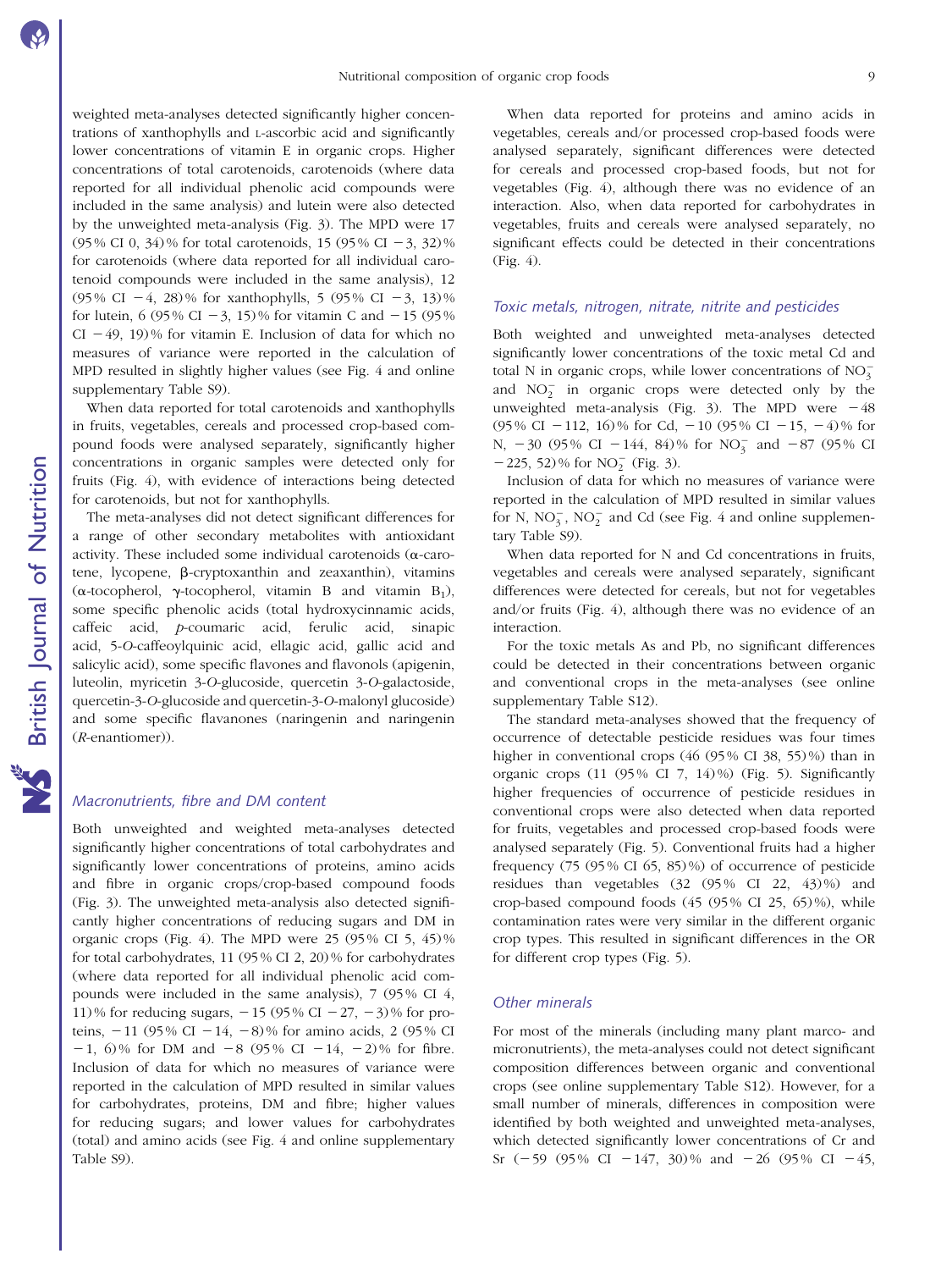weighted meta-analyses detected significantly higher concentrations of xanthophylls and L-ascorbic acid and significantly lower concentrations of vitamin E in organic crops. Higher concentrations of total carotenoids, carotenoids (where data reported for all individual phenolic acid compounds were included in the same analysis) and lutein were also detected by the unweighted meta-analysis (Fig. 3). The MPD were 17 (95 % CI 0, 34) % for total carotenoids, 15 (95 % CI −3, 32) % for carotenoids (where data reported for all individual carotenoid compounds were included in the same analysis), 12 (95 % CI −4, 28) % for xanthophylls, 5 (95 % CI −3, 13) % for lutein, 6 (95 % CI −3, 15) % for vitamin C and −15 (95 % CI −49, 19) % for vitamin E. Inclusion of data for which no measures of variance were reported in the calculation of MPD resulted in slightly higher values (see Fig. 4 and online supplementary Table S9).

When data reported for total carotenoids and xanthophylls in fruits, vegetables, cereals and processed crop-based compound foods were analysed separately, significantly higher concentrations in organic samples were detected only for fruits (Fig. 4), with evidence of interactions being detected for carotenoids, but not for xanthophylls.

The meta-analyses did not detect significant differences for a range of other secondary metabolites with antioxidant activity. These included some individual carotenoids (α-carotene, lycopene, β-cryptoxanthin and zeaxanthin), vitamins (α-tocopherol, γ-tocopherol, vitamin B and vitamin $B_1$), some specific phenolic acids (total hydroxycinnamic acids, caffeic acid, *p*-coumaric acid, ferulic acid, sinapic acid, 5-*O*-caffeoylquinic acid, ellagic acid, gallic acid and salicylic acid), some specific flavones and flavonols (apigenin, luteolin, myricetin 3-*O*-glucoside, quercetin 3-*O*-galactoside, quercetin-3-*O*-glucoside and quercetin-3-*O*-malonyl glucoside) and some specific flavanones (naringenin and naringenin (*R*-enantiomer)).

### *Macronutrients, fibre and DM content*

Both unweighted and weighted meta-analyses detected significantly higher concentrations of total carbohydrates and significantly lower concentrations of proteins, amino acids and fibre in organic crops/crop-based compound foods (Fig. 3). The unweighted meta-analysis also detected significantly higher concentrations of reducing sugars and DM in organic crops (Fig. 4). The MPD were 25 (95 % CI 5, 45) % for total carbohydrates, 11 (95 % CI 2, 20) % for carbohydrates (where data reported for all individual phenolic acid compounds were included in the same analysis), 7 (95 % CI 4, 11) % for reducing sugars, −15 (95 % CI −27, −3) % for proteins, −11 (95 % CI −14, −8) % for amino acids, 2 (95 % CI −1, 6) % for DM and −8 (95 % CI −14, −2) % for fibre. Inclusion of data for which no measures of variance were reported in the calculation of MPD resulted in similar values for carbohydrates, proteins, DM and fibre; higher values for reducing sugars; and lower values for carbohydrates (total) and amino acids (see Fig. 4 and online supplementary Table S9).

When data reported for proteins and amino acids in vegetables, cereals and/or processed crop-based foods were analysed separately, significant differences were detected for cereals and processed crop-based foods, but not for vegetables (Fig. 4), although there was no evidence of an interaction. Also, when data reported for carbohydrates in vegetables, fruits and cereals were analysed separately, no significant effects could be detected in their concentrations (Fig. 4).

### *Toxic metals, nitrogen, nitrate, nitrite and pesticides*

Both weighted and unweighted meta-analyses detected significantly lower concentrations of the toxic metal Cd and total N in organic crops, while lower concentrations of $NO_3^-$ and $NO_2^-$ in organic crops were detected only by the unweighted meta-analysis (Fig. 3). The MPD were −48 (95 % CI −112, 16) % for Cd, −10 (95 % CI −15, −4) % for N, −30 (95 % CI −144, 84) % for $NO_3^-$ and −87 (95 % CI −225, 52) % for $NO_2^-$ (Fig. 3).

Inclusion of data for which no measures of variance were reported in the calculation of MPD resulted in similar values for N, $NO_3^-$, $NO_2^-$ and Cd (see Fig. 4 and online supplementary Table S9).

When data reported for N and Cd concentrations in fruits, vegetables and cereals were analysed separately, significant differences were detected for cereals, but not for vegetables and/or fruits (Fig. 4), although there was no evidence of an interaction.

For the toxic metals As and Pb, no significant differences could be detected in their concentrations between organic and conventional crops in the meta-analyses (see online supplementary Table S12).

The standard meta-analyses showed that the frequency of occurrence of detectable pesticide residues was four times higher in conventional crops (46 (95 % CI 38, 55) %) than in organic crops (11 (95 % CI 7, 14) %) (Fig. 5). Significantly higher frequencies of occurrence of pesticide residues in conventional crops were also detected when data reported for fruits, vegetables and processed crop-based foods were analysed separately (Fig. 5). Conventional fruits had a higher frequency (75 (95 % CI 65, 85) %) of occurrence of pesticide residues than vegetables (32 (95 % CI 22, 43) %) and crop-based compound foods (45 (95 % CI 25, 65) %), while contamination rates were very similar in the different organic crop types. This resulted in significant differences in the OR for different crop types (Fig. 5).

### *Other minerals*

For most of the minerals (including many plant marco- and micronutrients), the meta-analyses could not detect significant composition differences between organic and conventional crops (see online supplementary Table S12). However, for a small number of minerals, differences in composition were identified by both weighted and unweighted meta-analyses, which detected significantly lower concentrations of Cr and Sr (−59 (95 % CI −147, 30) % and −26 (95 % CI −45,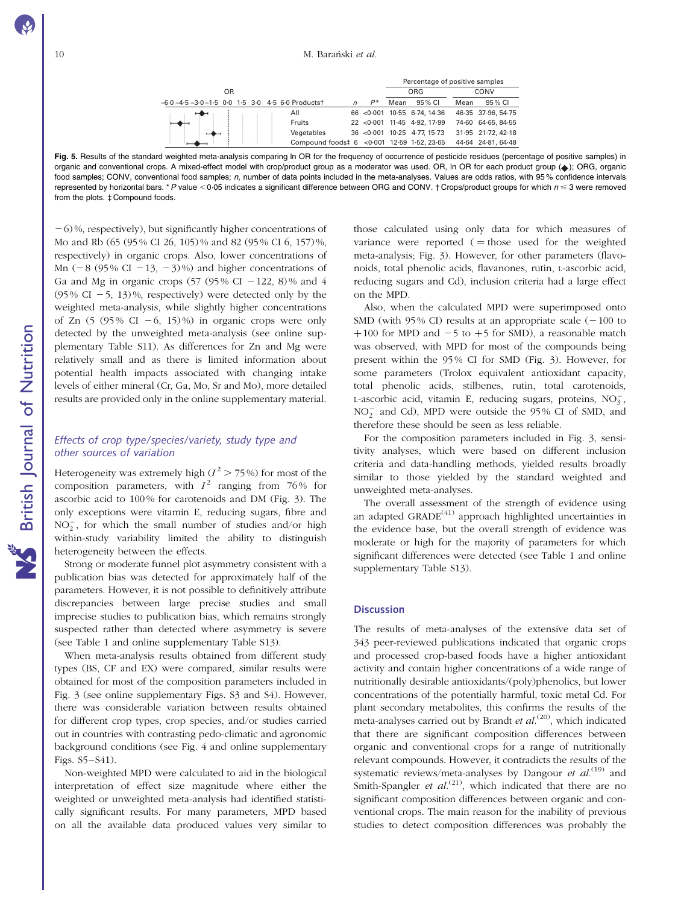OR

−6·0 −4·5 −3·0 −1·5 0·0 1·5 3·0 4·5 6·0

| Products† | n | P* | ORG Mean | ORG 95 % CI | CONV Mean | CONV 95 % CI |
|---|---|---|---|---|---|---|
| All | 66 | <0·001 | 10·55 | 6·74, 14·36 | 46·35 | 37·96, 54·75 |
| Fruits | 22 | <0·001 | 11·45 | 4·92, 17·99 | 74·60 | 64·65, 84·55 |
| Vegetables | 36 | <0·001 | 10·25 | 4·77, 15·73 | 31·95 | 21·72, 42·18 |
| Compound foods‡ | 6 | <0·001 | 12·59 | 1·52, 23·65 | 44·64 | 24·81, 64·48 |

Percentage of positive samples

**Fig. 5.** Results of the standard weighted meta-analysis comparing ln OR for the frequency of occurrence of pesticide residues (percentage of positive samples) in organic and conventional crops. A mixed-effect model with crop/product group as a moderator was used. OR, ln OR for each product group (◆); ORG, organic food samples; CONV, conventional food samples; n, number of data points included in the meta-analyses. Values are odds ratios, with 95 % confidence intervals represented by horizontal bars. * P value <0·05 indicates a significant difference between ORG and CONV. † Crops/product groups for which n ≤ 3 were removed from the plots. ‡ Compound foods.

−6) %, respectively), but significantly higher concentrations of Mo and Rb (65 (95 % CI 26, 105) % and 82 (95 % CI 6, 157) %, respectively) in organic crops. Also, lower concentrations of Mn (−8 (95 % CI −13, −3) %) and higher concentrations of Ga and Mg in organic crops (57 (95 % CI −122, 8) % and 4 (95 % CI −5, 13) %, respectively) were detected only by the weighted meta-analysis, while slightly higher concentrations of Zn (5 (95 % CI −6, 15) %) in organic crops were only detected by the unweighted meta-analysis (see online supplementary Table S11). As differences for Zn and Mg were relatively small and as there is limited information about potential health impacts associated with changing intake levels of either mineral (Cr, Ga, Mo, Sr and Mo), more detailed results are provided only in the online supplementary material.

### *Effects of crop type/species/variety, study type and other sources of variation*

Heterogeneity was extremely high ($I^2 > 75\%$) for most of the composition parameters, with $I^2$ ranging from 76 % for ascorbic acid to 100 % for carotenoids and DM (Fig. 3). The only exceptions were vitamin E, reducing sugars, fibre and $NO_2^-$, for which the small number of studies and/or high within-study variability limited the ability to distinguish heterogeneity between the effects.

Strong or moderate funnel plot asymmetry consistent with a publication bias was detected for approximately half of the parameters. However, it is not possible to definitively attribute discrepancies between large precise studies and small imprecise studies to publication bias, which remains strongly suspected rather than detected where asymmetry is severe (see Table 1 and online supplementary Table S13).

When meta-analysis results obtained from different study types (BS, CF and EX) were compared, similar results were obtained for most of the composition parameters included in Fig. 3 (see online supplementary Figs. S3 and S4). However, there was considerable variation between results obtained for different crop types, crop species, and/or studies carried out in countries with contrasting pedo-climatic and agronomic background conditions (see Fig. 4 and online supplementary Figs. S5–S41).

Non-weighted MPD were calculated to aid in the biological interpretation of effect size magnitude where either the weighted or unweighted meta-analysis had identified statistically significant results. For many parameters, MPD based on all the available data produced values very similar to those calculated using only data for which measures of variance were reported (= those used for the weighted meta-analysis; Fig. 3). However, for other parameters (flavonoids, total phenolic acids, flavanones, rutin, L-ascorbic acid, reducing sugars and Cd), inclusion criteria had a large effect on the MPD.

Also, when the calculated MPD were superimposed onto SMD (with 95 % CI) results at an appropriate scale (−100 to +100 for MPD and −5 to +5 for SMD), a reasonable match was observed, with MPD for most of the compounds being present within the 95 % CI for SMD (Fig. 3). However, for some parameters (Trolox equivalent antioxidant capacity, total phenolic acids, stilbenes, rutin, total carotenoids, L-ascorbic acid, vitamin E, reducing sugars, proteins, $NO_3^-$, $NO_2^-$ and Cd), MPD were outside the 95 % CI of SMD, and therefore these should be seen as less reliable.

For the composition parameters included in Fig. 3, sensitivity analyses, which were based on different inclusion criteria and data-handling methods, yielded results broadly similar to those yielded by the standard weighted and unweighted meta-analyses.

The overall assessment of the strength of evidence using an adapted GRADE[41] approach highlighted uncertainties in the evidence base, but the overall strength of evidence was moderate or high for the majority of parameters for which significant differences were detected (see Table 1 and online supplementary Table S13).

## Discussion

The results of meta-analyses of the extensive data set of 343 peer-reviewed publications indicated that organic crops and processed crop-based foods have a higher antioxidant activity and contain higher concentrations of a wide range of nutritionally desirable antioxidants/(poly)phenolics, but lower concentrations of the potentially harmful, toxic metal Cd. For plant secondary metabolites, this confirms the results of the meta-analyses carried out by Brandt *et al.*[20], which indicated that there are significant composition differences between organic and conventional crops for a range of nutritionally relevant compounds. However, it contradicts the results of the systematic reviews/meta-analyses by Dangour *et al.*[19] and Smith-Spangler *et al.*[21], which indicated that there are no significant composition differences between organic and conventional crops. The main reason for the inability of previous studies to detect composition differences was probably the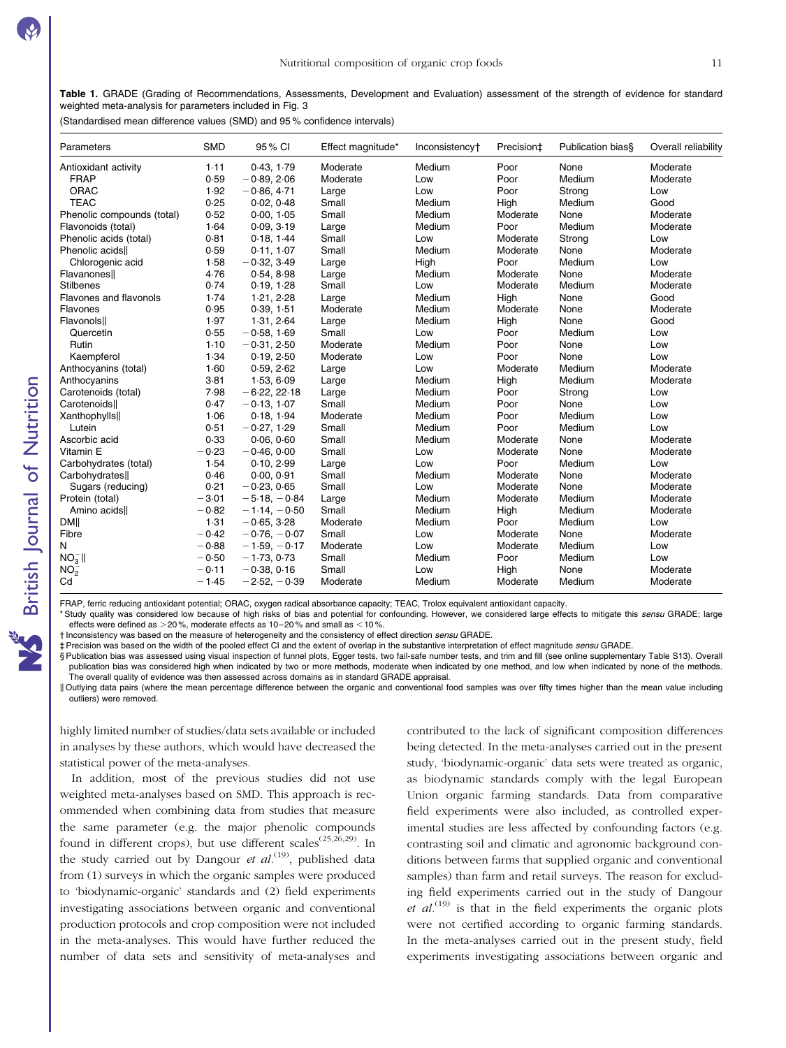**Table 1.** GRADE (Grading of Recommendations, Assessments, Development and Evaluation) assessment of the strength of evidence for standard weighted meta-analysis for parameters included in Fig. 3

(Standardised mean difference values (SMD) and 95 % confidence intervals)

| Parameters | SMD | 95 % CI | Effect magnitude* | Inconsistency† | Precision‡ | Publication bias§ | Overall reliability |
|---|---|---|---|---|---|---|---|
| Antioxidant activity | 1·11 | 0·43, 1·79 | Moderate | Medium | Poor | None | Moderate |
| FRAP | 0·59 | −0·89, 2·06 | Moderate | Low | Poor | Medium | Moderate |
| ORAC | 1·92 | −0·86, 4·71 | Large | Low | Poor | Strong | Low |
| TEAC | 0·25 | 0·02, 0·48 | Small | Medium | High | Medium | Good |
| Phenolic compounds (total) | 0·52 | 0·00, 1·05 | Small | Medium | Moderate | None | Moderate |
| Flavonoids (total) | 1·64 | 0·09, 3·19 | Large | Medium | Poor | Medium | Moderate |
| Phenolic acids (total) | 0·81 | 0·18, 1·44 | Small | Low | Moderate | Strong | Low |
| Phenolic acids‖ | 0·59 | 0·11, 1·07 | Small | Medium | Moderate | None | Moderate |
| Chlorogenic acid | 1·58 | −0·32, 3·49 | Large | High | Poor | Medium | Low |
| Flavanones‖ | 4·76 | 0·54, 8·98 | Large | Medium | Moderate | None | Moderate |
| Stilbenes | 0·74 | 0·19, 1·28 | Small | Low | Moderate | Medium | Moderate |
| Flavones and flavonols | 1·74 | 1·21, 2·28 | Large | Medium | High | None | Good |
| Flavones | 0·95 | 0·39, 1·51 | Moderate | Medium | Moderate | None | Moderate |
| Flavonols‖ | 1·97 | 1·31, 2·64 | Large | Medium | High | None | Good |
| Quercetin | 0·55 | −0·58, 1·69 | Small | Low | Poor | Medium | Low |
| Rutin | 1·10 | −0·31, 2·50 | Moderate | Medium | Poor | None | Low |
| Kaempferol | 1·34 | 0·19, 2·50 | Moderate | Low | Poor | None | Low |
| Anthocyanins (total) | 1·60 | 0·59, 2·62 | Large | Low | Moderate | Medium | Moderate |
| Anthocyanins | 3·81 | 1·53, 6·09 | Large | Medium | High | Medium | Moderate |
| Carotenoids (total) | 7·98 | −6·22, 22·18 | Large | Medium | Poor | Strong | Low |
| Carotenoids‖ | 0·47 | −0·13, 1·07 | Small | Medium | Poor | None | Low |
| Xanthophylls‖ | 1·06 | 0·18, 1·94 | Moderate | Medium | Poor | Medium | Low |
| Lutein | 0·51 | −0·27, 1·29 | Small | Medium | Poor | Medium | Low |
| Ascorbic acid | 0·33 | 0·06, 0·60 | Small | Medium | Moderate | None | Moderate |
| Vitamin E | −0·23 | −0·46, 0·00 | Small | Low | Moderate | None | Moderate |
| Carbohydrates (total) | 1·54 | 0·10, 2·99 | Large | Low | Poor | Medium | Low |
| Carbohydrates‖ | 0·46 | 0·00, 0·91 | Small | Medium | Moderate | None | Moderate |
| Sugars (reducing) | 0·21 | −0·23, 0·65 | Small | Low | Moderate | None | Moderate |
| Protein (total) | −3·01 | −5·18, −0·84 | Large | Medium | Moderate | Medium | Moderate |
| Amino acids‖ | −0·82 | −1·14, −0·50 | Small | Medium | High | Medium | Moderate |
| DM‖ | 1·31 | −0·65, 3·28 | Moderate | Medium | Poor | Medium | Low |
| Fibre | −0·42 | −0·76, −0·07 | Small | Low | Moderate | None | Moderate |
| N | −0·88 | −1·59, −0·17 | Moderate | Low | Moderate | Medium | Low |
| $NO_3^-$‖ | −0·50 | −1·73, 0·73 | Small | Medium | Poor | Medium | Low |
| $NO_2^-$ | −0·11 | −0·38, 0·16 | Small | Low | High | None | Moderate |
| Cd | −1·45 | −2·52, −0·39 | Moderate | Medium | Moderate | Medium | Moderate |

FRAP, ferric reducing antioxidant potential; ORAC, oxygen radical absorbance capacity; TEAC, Trolox equivalent antioxidant capacity.

\* Study quality was considered low because of high risks of bias and potential for confounding. However, we considered large effects to mitigate this *sensu* GRADE; large effects were defined as >20 %, moderate effects as 10–20 % and small as <10 %.

† Inconsistency was based on the measure of heterogeneity and the consistency of effect direction *sensu* GRADE.

‡ Precision was based on the width of the pooled effect CI and the extent of overlap in the substantive interpretation of effect magnitude *sensu* GRADE.

§ Publication bias was assessed using visual inspection of funnel plots, Egger tests, two fail-safe number tests, and trim and fill (see online supplementary Table S13). Overall publication bias was considered high when indicated by two or more methods, moderate when indicated by one method, and low when indicated by none of the methods. The overall quality of evidence was then assessed across domains as in standard GRADE appraisal.

‖ Outlying data pairs (where the mean percentage difference between the organic and conventional food samples was over fifty times higher than the mean value including outliers) were removed.

highly limited number of studies/data sets available or included in analyses by these authors, which would have decreased the statistical power of the meta-analyses.

In addition, most of the previous studies did not use weighted meta-analyses based on SMD. This approach is recommended when combining data from studies that measure the same parameter (e.g. the major phenolic compounds found in different crops), but use different scales[25,26,29]. In the study carried out by Dangour *et al.*[19], published data from (1) surveys in which the organic samples were produced to 'biodynamic-organic' standards and (2) field experiments investigating associations between organic and conventional production protocols and crop composition were not included in the meta-analyses. This would have further reduced the number of data sets and sensitivity of meta-analyses and contributed to the lack of significant composition differences being detected. In the meta-analyses carried out in the present study, 'biodynamic-organic' data sets were treated as organic, as biodynamic standards comply with the legal European Union organic farming standards. Data from comparative field experiments were also included, as controlled experimental studies are less affected by confounding factors (e.g. contrasting soil and climatic and agronomic background conditions between farms that supplied organic and conventional samples) than farm and retail surveys. The reason for excluding field experiments carried out in the study of Dangour *et al.*[19] is that in the field experiments the organic plots were not certified according to organic farming standards. In the meta-analyses carried out in the present study, field experiments investigating associations between organic and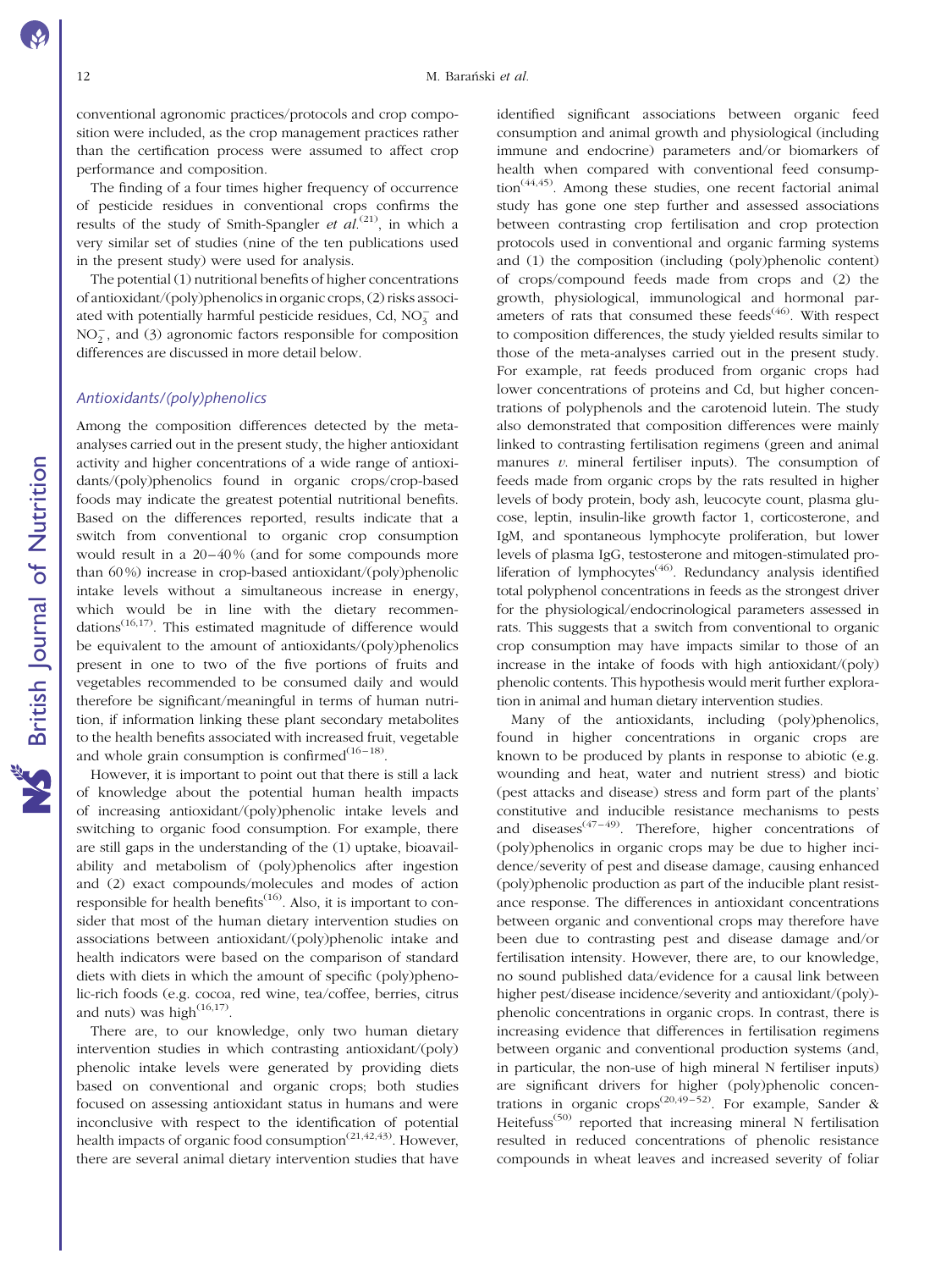conventional agronomic practices/protocols and crop composition were included, as the crop management practices rather than the certification process were assumed to affect crop performance and composition.

The finding of a four times higher frequency of occurrence of pesticide residues in conventional crops confirms the results of the study of Smith-Spangler *et al.*[21], in which a very similar set of studies (nine of the ten publications used in the present study) were used for analysis.

The potential (1) nutritional benefits of higher concentrations of antioxidant/(poly)phenolics in organic crops, (2) risks associated with potentially harmful pesticide residues, Cd, $NO_3^-$ and $NO_2^-$, and (3) agronomic factors responsible for composition differences are discussed in more detail below.

### Antioxidants/(poly)phenolics

Among the composition differences detected by the meta-analyses carried out in the present study, the higher antioxidant activity and higher concentrations of a wide range of antioxidants/(poly)phenolics found in organic crops/crop-based foods may indicate the greatest potential nutritional benefits. Based on the differences reported, results indicate that a switch from conventional to organic crop consumption would result in a 20–40 % (and for some compounds more than 60 %) increase in crop-based antioxidant/(poly)phenolic intake levels without a simultaneous increase in energy, which would be in line with the dietary recommendations[16,17]. This estimated magnitude of difference would be equivalent to the amount of antioxidants/(poly)phenolics present in one to two of the five portions of fruits and vegetables recommended to be consumed daily and would therefore be significant/meaningful in terms of human nutrition, if information linking these plant secondary metabolites to the health benefits associated with increased fruit, vegetable and whole grain consumption is confirmed[16–18].

However, it is important to point out that there is still a lack of knowledge about the potential human health impacts of increasing antioxidant/(poly)phenolic intake levels and switching to organic food consumption. For example, there are still gaps in the understanding of the (1) uptake, bioavailability and metabolism of (poly)phenolics after ingestion and (2) exact compounds/molecules and modes of action responsible for health benefits[16]. Also, it is important to consider that most of the human dietary intervention studies on associations between antioxidant/(poly)phenolic intake and health indicators were based on the comparison of standard diets with diets in which the amount of specific (poly)phenolic-rich foods (e.g. cocoa, red wine, tea/coffee, berries, citrus and nuts) was high[16,17].

There are, to our knowledge, only two human dietary intervention studies in which contrasting antioxidant/(poly)phenolic intake levels were generated by providing diets based on conventional and organic crops; both studies focused on assessing antioxidant status in humans and were inconclusive with respect to the identification of potential health impacts of organic food consumption[21,42,43]. However, there are several animal dietary intervention studies that have identified significant associations between organic feed consumption and animal growth and physiological (including immune and endocrine) parameters and/or biomarkers of health when compared with conventional feed consumption[44,45]. Among these studies, one recent factorial animal study has gone one step further and assessed associations between contrasting crop fertilisation and crop protection protocols used in conventional and organic farming systems and (1) the composition (including (poly)phenolic content) of crops/compound feeds made from crops and (2) the growth, physiological, immunological and hormonal parameters of rats that consumed these feeds[46]. With respect to composition differences, the study yielded results similar to those of the meta-analyses carried out in the present study. For example, rat feeds produced from organic crops had lower concentrations of proteins and Cd, but higher concentrations of polyphenols and the carotenoid lutein. The study also demonstrated that composition differences were mainly linked to contrasting fertilisation regimens (green and animal manures *v.* mineral fertiliser inputs). The consumption of feeds made from organic crops by the rats resulted in higher levels of body protein, body ash, leucocyte count, plasma glucose, leptin, insulin-like growth factor 1, corticosterone, and IgM, and spontaneous lymphocyte proliferation, but lower levels of plasma IgG, testosterone and mitogen-stimulated proliferation of lymphocytes[46]. Redundancy analysis identified total polyphenol concentrations in feeds as the strongest driver for the physiological/endocrinological parameters assessed in rats. This suggests that a switch from conventional to organic crop consumption may have impacts similar to those of an increase in the intake of foods with high antioxidant/(poly)phenolic contents. This hypothesis would merit further exploration in animal and human dietary intervention studies.

Many of the antioxidants, including (poly)phenolics, found in higher concentrations in organic crops are known to be produced by plants in response to abiotic (e.g. wounding and heat, water and nutrient stress) and biotic (pest attacks and disease) stress and form part of the plants' constitutive and inducible resistance mechanisms to pests and diseases[47–49]. Therefore, higher concentrations of (poly)phenolics in organic crops may be due to higher incidence/severity of pest and disease damage, causing enhanced (poly)phenolic production as part of the inducible plant resistance response. The differences in antioxidant concentrations between organic and conventional crops may therefore have been due to contrasting pest and disease damage and/or fertilisation intensity. However, there are, to our knowledge, no sound published data/evidence for a causal link between higher pest/disease incidence/severity and antioxidant/(poly)-phenolic concentrations in organic crops. In contrast, there is increasing evidence that differences in fertilisation regimens between organic and conventional production systems (and, in particular, the non-use of high mineral N fertiliser inputs) are significant drivers for higher (poly)phenolic concentrations in organic crops[20,49–52]. For example, Sander & Heitefuss[50] reported that increasing mineral N fertilisation resulted in reduced concentrations of phenolic resistance compounds in wheat leaves and increased severity of foliar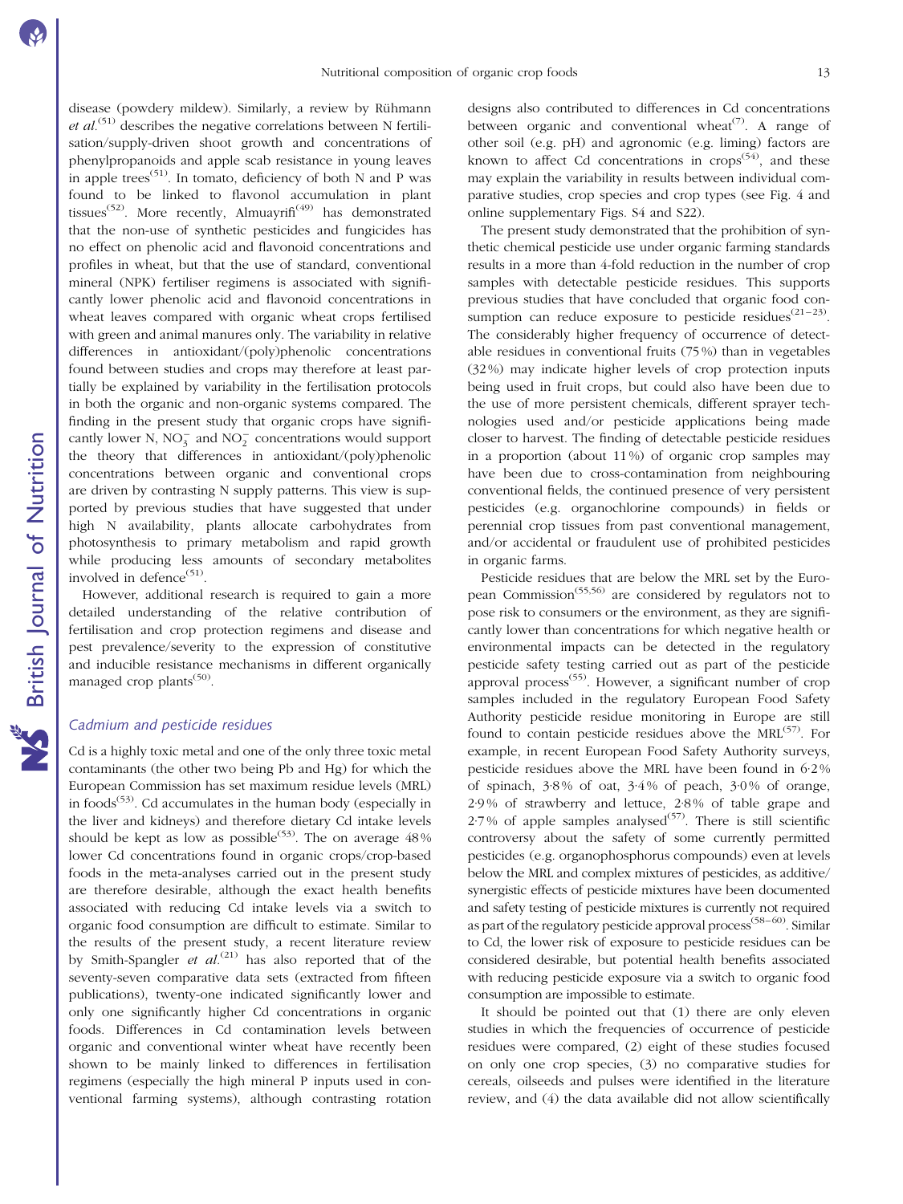disease (powdery mildew). Similarly, a review by Rühmann *et al.*[51] describes the negative correlations between N fertilisation/supply-driven shoot growth and concentrations of phenylpropanoids and apple scab resistance in young leaves in apple trees[51]. In tomato, deficiency of both N and P was found to be linked to flavonol accumulation in plant tissues[52]. More recently, Almuayrifi[49] has demonstrated that the non-use of synthetic pesticides and fungicides has no effect on phenolic acid and flavonoid concentrations and profiles in wheat, but that the use of standard, conventional mineral (NPK) fertiliser regimens is associated with significantly lower phenolic acid and flavonoid concentrations in wheat leaves compared with organic wheat crops fertilised with green and animal manures only. The variability in relative differences in antioxidant/(poly)phenolic concentrations found between studies and crops may therefore at least partially be explained by variability in the fertilisation protocols in both the organic and non-organic systems compared. The finding in the present study that organic crops have significantly lower N, $NO_3^-$ and $NO_2^-$ concentrations would support the theory that differences in antioxidant/(poly)phenolic concentrations between organic and conventional crops are driven by contrasting N supply patterns. This view is supported by previous studies that have suggested that under high N availability, plants allocate carbohydrates from photosynthesis to primary metabolism and rapid growth while producing less amounts of secondary metabolites involved in defence[51].

However, additional research is required to gain a more detailed understanding of the relative contribution of fertilisation and crop protection regimens and disease and pest prevalence/severity to the expression of constitutive and inducible resistance mechanisms in different organically managed crop plants[50].

### *Cadmium and pesticide residues*

Cd is a highly toxic metal and one of the only three toxic metal contaminants (the other two being Pb and Hg) for which the European Commission has set maximum residue levels (MRL) in foods[53]. Cd accumulates in the human body (especially in the liver and kidneys) and therefore dietary Cd intake levels should be kept as low as possible[53]. The on average 48 % lower Cd concentrations found in organic crops/crop-based foods in the meta-analyses carried out in the present study are therefore desirable, although the exact health benefits associated with reducing Cd intake levels via a switch to organic food consumption are difficult to estimate. Similar to the results of the present study, a recent literature review by Smith-Spangler *et al.*[21] has also reported that of the seventy-seven comparative data sets (extracted from fifteen publications), twenty-one indicated significantly lower and only one significantly higher Cd concentrations in organic foods. Differences in Cd contamination levels between organic and conventional winter wheat have recently been shown to be mainly linked to differences in fertilisation regimens (especially the high mineral P inputs used in conventional farming systems), although contrasting rotation designs also contributed to differences in Cd concentrations between organic and conventional wheat[7]. A range of other soil (e.g. pH) and agronomic (e.g. liming) factors are known to affect Cd concentrations in crops[54], and these may explain the variability in results between individual comparative studies, crop species and crop types (see Fig. 4 and online supplementary Figs. S4 and S22).

The present study demonstrated that the prohibition of synthetic chemical pesticide use under organic farming standards results in a more than 4-fold reduction in the number of crop samples with detectable pesticide residues. This supports previous studies that have concluded that organic food consumption can reduce exposure to pesticide residues[21–23]. The considerably higher frequency of occurrence of detectable residues in conventional fruits (75 %) than in vegetables (32 %) may indicate higher levels of crop protection inputs being used in fruit crops, but could also have been due to the use of more persistent chemicals, different sprayer technologies used and/or pesticide applications being made closer to harvest. The finding of detectable pesticide residues in a proportion (about 11 %) of organic crop samples may have been due to cross-contamination from neighbouring conventional fields, the continued presence of very persistent pesticides (e.g. organochlorine compounds) in fields or perennial crop tissues from past conventional management, and/or accidental or fraudulent use of prohibited pesticides in organic farms.

Pesticide residues that are below the MRL set by the European Commission[55,56] are considered by regulators not to pose risk to consumers or the environment, as they are significantly lower than concentrations for which negative health or environmental impacts can be detected in the regulatory pesticide safety testing carried out as part of the pesticide approval process[55]. However, a significant number of crop samples included in the regulatory European Food Safety Authority pesticide residue monitoring in Europe are still found to contain pesticide residues above the MRL[57]. For example, in recent European Food Safety Authority surveys, pesticide residues above the MRL have been found in 6·2 % of spinach, 3·8 % of oat, 3·4 % of peach, 3·0 % of orange, 2·9 % of strawberry and lettuce, 2·8 % of table grape and 2·7 % of apple samples analysed[57]. There is still scientific controversy about the safety of some currently permitted pesticides (e.g. organophosphorus compounds) even at levels below the MRL and complex mixtures of pesticides, as additive/synergistic effects of pesticide mixtures have been documented and safety testing of pesticide mixtures is currently not required as part of the regulatory pesticide approval process[58–60]. Similar to Cd, the lower risk of exposure to pesticide residues can be considered desirable, but potential health benefits associated with reducing pesticide exposure via a switch to organic food consumption are impossible to estimate.

It should be pointed out that (1) there are only eleven studies in which the frequencies of occurrence of pesticide residues were compared, (2) eight of these studies focused on only one crop species, (3) no comparative studies for cereals, oilseeds and pulses were identified in the literature review, and (4) the data available did not allow scientifically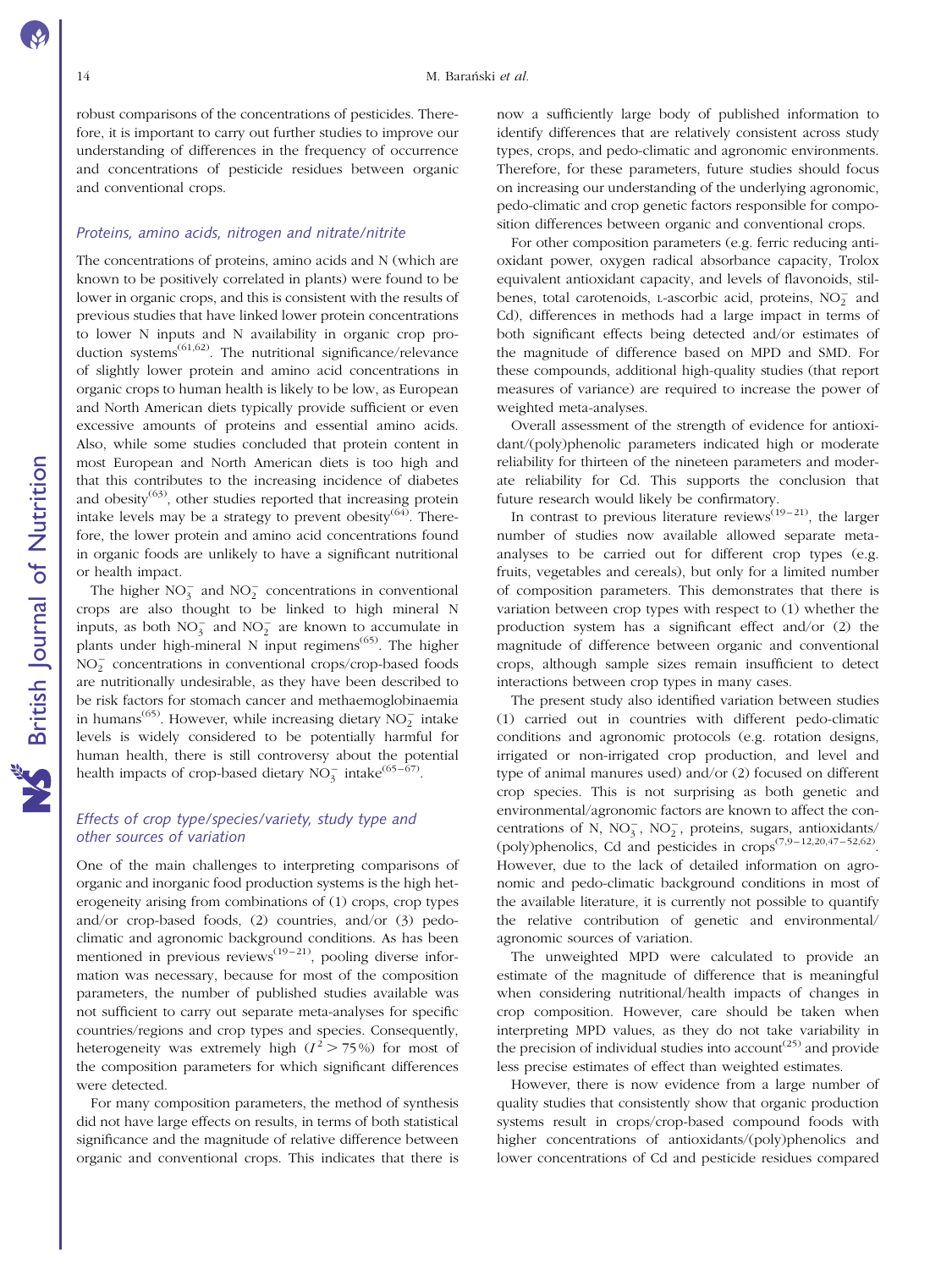robust comparisons of the concentrations of pesticides. Therefore, it is important to carry out further studies to improve our understanding of differences in the frequency of occurrence and concentrations of pesticide residues between organic and conventional crops.

### *Proteins, amino acids, nitrogen and nitrate/nitrite*

The concentrations of proteins, amino acids and N (which are known to be positively correlated in plants) were found to be lower in organic crops, and this is consistent with the results of previous studies that have linked lower protein concentrations to lower N inputs and N availability in organic crop production systems[61,62]. The nutritional significance/relevance of slightly lower protein and amino acid concentrations in organic crops to human health is likely to be low, as European and North American diets typically provide sufficient or even excessive amounts of proteins and essential amino acids. Also, while some studies concluded that protein content in most European and North American diets is too high and that this contributes to the increasing incidence of diabetes and obesity[63], other studies reported that increasing protein intake levels may be a strategy to prevent obesity[64]. Therefore, the lower protein and amino acid concentrations found in organic foods are unlikely to have a significant nutritional or health impact.

The higher $NO_3^-$ and $NO_2^-$ concentrations in conventional crops are also thought to be linked to high mineral N inputs, as both $NO_3^-$ and $NO_2^-$ are known to accumulate in plants under high-mineral N input regimens[65]. The higher $NO_2^-$ concentrations in conventional crops/crop-based foods are nutritionally undesirable, as they have been described to be risk factors for stomach cancer and methaemoglobinaemia in humans[65]. However, while increasing dietary $NO_2^-$ intake levels is widely considered to be potentially harmful for human health, there is still controversy about the potential health impacts of crop-based dietary $NO_3^-$ intake[65–67].

### *Effects of crop type/species/variety, study type and other sources of variation*

One of the main challenges to interpreting comparisons of organic and inorganic food production systems is the high heterogeneity arising from combinations of (1) crops, crop types and/or crop-based foods, (2) countries, and/or (3) pedo-climatic and agronomic background conditions. As has been mentioned in previous reviews[19–21], pooling diverse information was necessary, because for most of the composition parameters, the number of published studies available was not sufficient to carry out separate meta-analyses for specific countries/regions and crop types and species. Consequently, heterogeneity was extremely high ($I^2 > 75\%$) for most of the composition parameters for which significant differences were detected.

For many composition parameters, the method of synthesis did not have large effects on results, in terms of both statistical significance and the magnitude of relative difference between organic and conventional crops. This indicates that there is now a sufficiently large body of published information to identify differences that are relatively consistent across study types, crops, and pedo-climatic and agronomic environments. Therefore, for these parameters, future studies should focus on increasing our understanding of the underlying agronomic, pedo-climatic and crop genetic factors responsible for composition differences between organic and conventional crops.

For other composition parameters (e.g. ferric reducing antioxidant power, oxygen radical absorbance capacity, Trolox equivalent antioxidant capacity, and levels of flavonoids, stilbenes, total carotenoids, L-ascorbic acid, proteins, $NO_2^-$ and Cd), differences in methods had a large impact in terms of both significant effects being detected and/or estimates of the magnitude of difference based on MPD and SMD. For these compounds, additional high-quality studies (that report measures of variance) are required to increase the power of weighted meta-analyses.

Overall assessment of the strength of evidence for antioxidant/(poly)phenolic parameters indicated high or moderate reliability for thirteen of the nineteen parameters and moderate reliability for Cd. This supports the conclusion that future research would likely be confirmatory.

In contrast to previous literature reviews[19–21], the larger number of studies now available allowed separate meta-analyses to be carried out for different crop types (e.g. fruits, vegetables and cereals), but only for a limited number of composition parameters. This demonstrates that there is variation between crop types with respect to (1) whether the production system has a significant effect and/or (2) the magnitude of difference between organic and conventional crops, although sample sizes remain insufficient to detect interactions between crop types in many cases.

The present study also identified variation between studies (1) carried out in countries with different pedo-climatic conditions and agronomic protocols (e.g. rotation designs, irrigated or non-irrigated crop production, and level and type of animal manures used) and/or (2) focused on different crop species. This is not surprising as both genetic and environmental/agronomic factors are known to affect the concentrations of N, $NO_3^-$, $NO_2^-$, proteins, sugars, antioxidants/(poly)phenolics, Cd and pesticides in crops[7,9–12,20,47–52,62]. However, due to the lack of detailed information on agronomic and pedo-climatic background conditions in most of the available literature, it is currently not possible to quantify the relative contribution of genetic and environmental/agronomic sources of variation.

The unweighted MPD were calculated to provide an estimate of the magnitude of difference that is meaningful when considering nutritional/health impacts of changes in crop composition. However, care should be taken when interpreting MPD values, as they do not take variability in the precision of individual studies into account[25] and provide less precise estimates of effect than weighted estimates.

However, there is now evidence from a large number of quality studies that consistently show that organic production systems result in crops/crop-based compound foods with higher concentrations of antioxidants/(poly)phenolics and lower concentrations of Cd and pesticide residues compared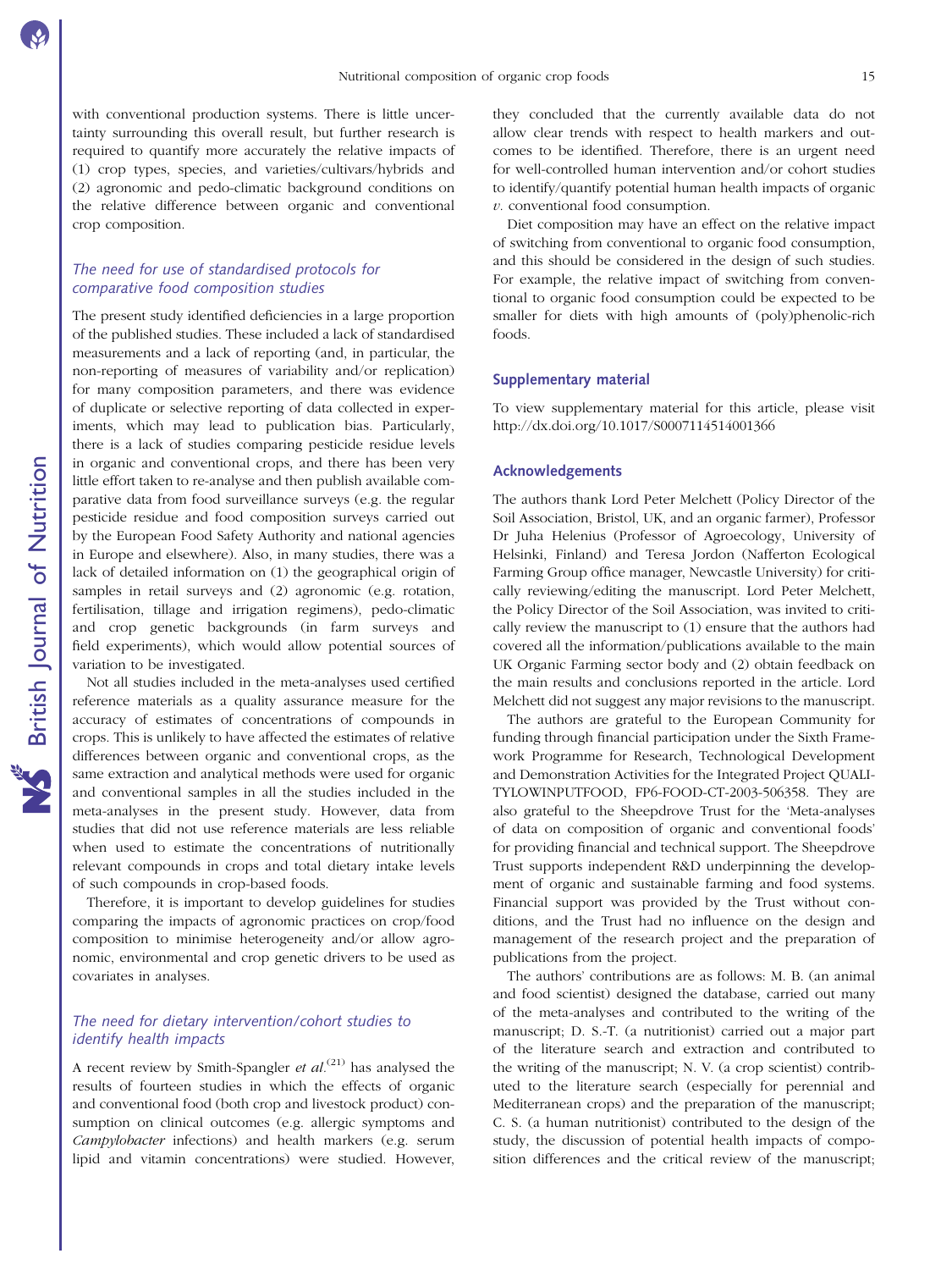with conventional production systems. There is little uncertainty surrounding this overall result, but further research is required to quantify more accurately the relative impacts of (1) crop types, species, and varieties/cultivars/hybrids and (2) agronomic and pedo-climatic background conditions on the relative difference between organic and conventional crop composition.

### *The need for use of standardised protocols for comparative food composition studies*

The present study identified deficiencies in a large proportion of the published studies. These included a lack of standardised measurements and a lack of reporting (and, in particular, the non-reporting of measures of variability and/or replication) for many composition parameters, and there was evidence of duplicate or selective reporting of data collected in experiments, which may lead to publication bias. Particularly, there is a lack of studies comparing pesticide residue levels in organic and conventional crops, and there has been very little effort taken to re-analyse and then publish available comparative data from food surveillance surveys (e.g. the regular pesticide residue and food composition surveys carried out by the European Food Safety Authority and national agencies in Europe and elsewhere). Also, in many studies, there was a lack of detailed information on (1) the geographical origin of samples in retail surveys and (2) agronomic (e.g. rotation, fertilisation, tillage and irrigation regimens), pedo-climatic and crop genetic backgrounds (in farm surveys and field experiments), which would allow potential sources of variation to be investigated.

Not all studies included in the meta-analyses used certified reference materials as a quality assurance measure for the accuracy of estimates of concentrations of compounds in crops. This is unlikely to have affected the estimates of relative differences between organic and conventional crops, as the same extraction and analytical methods were used for organic and conventional samples in all the studies included in the meta-analyses in the present study. However, data from studies that did not use reference materials are less reliable when used to estimate the concentrations of nutritionally relevant compounds in crops and total dietary intake levels of such compounds in crop-based foods.

Therefore, it is important to develop guidelines for studies comparing the impacts of agronomic practices on crop/food composition to minimise heterogeneity and/or allow agronomic, environmental and crop genetic drivers to be used as covariates in analyses.

### *The need for dietary intervention/cohort studies to identify health impacts*

A recent review by Smith-Spangler *et al.*[21] has analysed the results of fourteen studies in which the effects of organic and conventional food (both crop and livestock product) consumption on clinical outcomes (e.g. allergic symptoms and *Campylobacter* infections) and health markers (e.g. serum lipid and vitamin concentrations) were studied. However, they concluded that the currently available data do not allow clear trends with respect to health markers and outcomes to be identified. Therefore, there is an urgent need for well-controlled human intervention and/or cohort studies to identify/quantify potential human health impacts of organic *v.* conventional food consumption.

Diet composition may have an effect on the relative impact of switching from conventional to organic food consumption, and this should be considered in the design of such studies. For example, the relative impact of switching from conventional to organic food consumption could be expected to be smaller for diets with high amounts of (poly)phenolic-rich foods.

## Supplementary material

To view supplementary material for this article, please visit http://dx.doi.org/10.1017/S0007114514001366

## Acknowledgements

The authors thank Lord Peter Melchett (Policy Director of the Soil Association, Bristol, UK, and an organic farmer), Professor Dr Juha Helenius (Professor of Agroecology, University of Helsinki, Finland) and Teresa Jordon (Nafferton Ecological Farming Group office manager, Newcastle University) for critically reviewing/editing the manuscript. Lord Peter Melchett, the Policy Director of the Soil Association, was invited to critically review the manuscript to (1) ensure that the authors had covered all the information/publications available to the main UK Organic Farming sector body and (2) obtain feedback on the main results and conclusions reported in the article. Lord Melchett did not suggest any major revisions to the manuscript.

The authors are grateful to the European Community for funding through financial participation under the Sixth Framework Programme for Research, Technological Development and Demonstration Activities for the Integrated Project QUALITYLOWINPUTFOOD, FP6-FOOD-CT-2003-506358. They are also grateful to the Sheepdrove Trust for the 'Meta-analyses of data on composition of organic and conventional foods' for providing financial and technical support. The Sheepdrove Trust supports independent R&D underpinning the development of organic and sustainable farming and food systems. Financial support was provided by the Trust without conditions, and the Trust had no influence on the design and management of the research project and the preparation of publications from the project.

The authors' contributions are as follows: M. B. (an animal and food scientist) designed the database, carried out many of the meta-analyses and contributed to the writing of the manuscript; D. S.-T. (a nutritionist) carried out a major part of the literature search and extraction and contributed to the writing of the manuscript; N. V. (a crop scientist) contributed to the literature search (especially for perennial and Mediterranean crops) and the preparation of the manuscript; C. S. (a human nutritionist) contributed to the design of the study, the discussion of potential health impacts of composition differences and the critical review of the manuscript;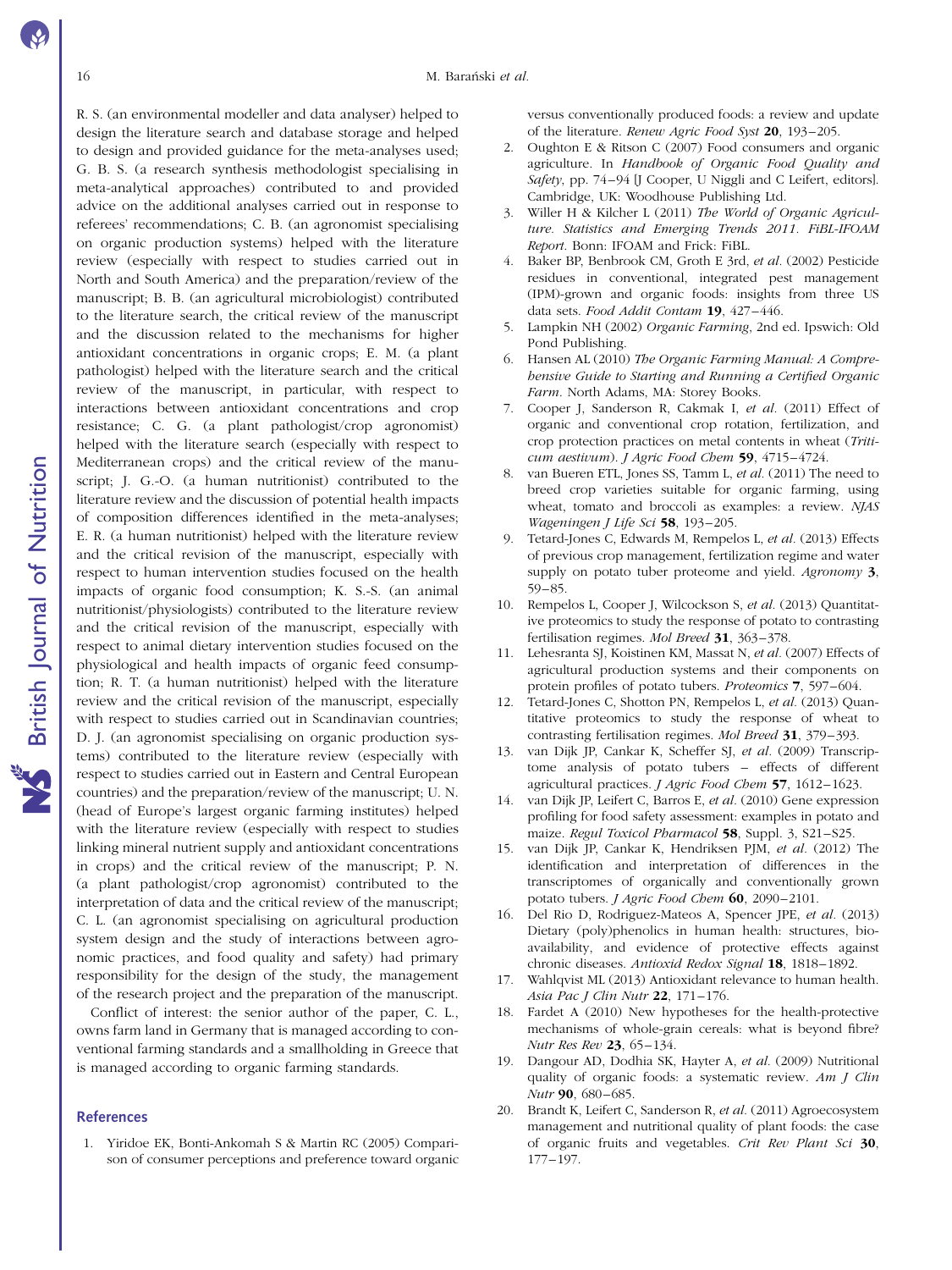R. S. (an environmental modeller and data analyser) helped to design the literature search and database storage and helped to design and provided guidance for the meta-analyses used; G. B. S. (a research synthesis methodologist specialising in meta-analytical approaches) contributed to and provided advice on the additional analyses carried out in response to referees' recommendations; C. B. (an agronomist specialising on organic production systems) helped with the literature review (especially with respect to studies carried out in North and South America) and the preparation/review of the manuscript; B. B. (an agricultural microbiologist) contributed to the literature search, the critical review of the manuscript and the discussion related to the mechanisms for higher antioxidant concentrations in organic crops; E. M. (a plant pathologist) helped with the literature search and the critical review of the manuscript, in particular, with respect to interactions between antioxidant concentrations and crop resistance; C. G. (a plant pathologist/crop agronomist) helped with the literature search (especially with respect to Mediterranean crops) and the critical review of the manuscript; J. G.-O. (a human nutritionist) contributed to the literature review and the discussion of potential health impacts of composition differences identified in the meta-analyses; E. R. (a human nutritionist) helped with the literature review and the critical revision of the manuscript, especially with respect to human intervention studies focused on the health impacts of organic food consumption; K. S.-S. (an animal nutritionist/physiologists) contributed to the literature review and the critical revision of the manuscript, especially with respect to animal dietary intervention studies focused on the physiological and health impacts of organic feed consumption; R. T. (a human nutritionist) helped with the literature review and the critical revision of the manuscript, especially with respect to studies carried out in Scandinavian countries; D. J. (an agronomist specialising on organic production systems) contributed to the literature review (especially with respect to studies carried out in Eastern and Central European countries) and the preparation/review of the manuscript; U. N. (head of Europe's largest organic farming institutes) helped with the literature review (especially with respect to studies linking mineral nutrient supply and antioxidant concentrations in crops) and the critical review of the manuscript; P. N. (a plant pathologist/crop agronomist) contributed to the interpretation of data and the critical review of the manuscript; C. L. (an agronomist specialising on agricultural production system design and the study of interactions between agronomic practices, and food quality and safety) had primary responsibility for the design of the study, the management of the research project and the preparation of the manuscript.

Conflict of interest: the senior author of the paper, C. L., owns farm land in Germany that is managed according to conventional farming standards and a smallholding in Greece that is managed according to organic farming standards.

## References

1. Yiridoe EK, Bonti-Ankomah S & Martin RC (2005) Comparison of consumer perceptions and preference toward organic versus conventionally produced foods: a review and update of the literature. *Renew Agric Food Syst* **20**, 193–205.
2. Oughton E & Ritson C (2007) Food consumers and organic agriculture. In *Handbook of Organic Food Quality and Safety*, pp. 74–94 [J Cooper, U Niggli and C Leifert, editors]. Cambridge, UK: Woodhouse Publishing Ltd.
3. Willer H & Kilcher L (2011) *The World of Organic Agriculture. Statistics and Emerging Trends 2011. FiBL-IFOAM Report*. Bonn: IFOAM and Frick: FiBL.
4. Baker BP, Benbrook CM, Groth E 3rd, *et al.* (2002) Pesticide residues in conventional, integrated pest management (IPM)-grown and organic foods: insights from three US data sets. *Food Addit Contam* **19**, 427–446.
5. Lampkin NH (2002) *Organic Farming*, 2nd ed. Ipswich: Old Pond Publishing.
6. Hansen AL (2010) *The Organic Farming Manual: A Comprehensive Guide to Starting and Running a Certified Organic Farm*. North Adams, MA: Storey Books.
7. Cooper J, Sanderson R, Cakmak I, *et al.* (2011) Effect of organic and conventional crop rotation, fertilization, and crop protection practices on metal contents in wheat (*Triticum aestivum*). *J Agric Food Chem* **59**, 4715–4724.
8. van Bueren ETL, Jones SS, Tamm L, *et al.* (2011) The need to breed crop varieties suitable for organic farming, using wheat, tomato and broccoli as examples: a review. *NJAS Wageningen J Life Sci* **58**, 193–205.
9. Tetard-Jones C, Edwards M, Rempelos L, *et al.* (2013) Effects of previous crop management, fertilization regime and water supply on potato tuber proteome and yield. *Agronomy* **3**, 59–85.
10. Rempelos L, Cooper J, Wilcockson S, *et al.* (2013) Quantitative proteomics to study the response of potato to contrasting fertilisation regimes. *Mol Breed* **31**, 363–378.
11. Lehesranta SJ, Koistinen KM, Massat N, *et al.* (2007) Effects of agricultural production systems and their components on protein profiles of potato tubers. *Proteomics* **7**, 597–604.
12. Tetard-Jones C, Shotton PN, Rempelos L, *et al.* (2013) Quantitative proteomics to study the response of wheat to contrasting fertilisation regimes. *Mol Breed* **31**, 379–393.
13. van Dijk JP, Cankar K, Scheffer SJ, *et al.* (2009) Transcriptome analysis of potato tubers – effects of different agricultural practices. *J Agric Food Chem* **57**, 1612–1623.
14. van Dijk JP, Leifert C, Barros E, *et al.* (2010) Gene expression profiling for food safety assessment: examples in potato and maize. *Regul Toxicol Pharmacol* **58**, Suppl. 3, S21–S25.
15. van Dijk JP, Cankar K, Hendriksen PJM, *et al.* (2012) The identification and interpretation of differences in the transcriptomes of organically and conventionally grown potato tubers. *J Agric Food Chem* **60**, 2090–2101.
16. Del Rio D, Rodriguez-Mateos A, Spencer JPE, *et al.* (2013) Dietary (poly)phenolics in human health: structures, bioavailability, and evidence of protective effects against chronic diseases. *Antioxid Redox Signal* **18**, 1818–1892.
17. Wahlqvist ML (2013) Antioxidant relevance to human health. *Asia Pac J Clin Nutr* **22**, 171–176.
18. Fardet A (2010) New hypotheses for the health-protective mechanisms of whole-grain cereals: what is beyond fibre? *Nutr Res Rev* **23**, 65–134.
19. Dangour AD, Dodhia SK, Hayter A, *et al.* (2009) Nutritional quality of organic foods: a systematic review. *Am J Clin Nutr* **90**, 680–685.
20. Brandt K, Leifert C, Sanderson R, *et al.* (2011) Agroecosystem management and nutritional quality of plant foods: the case of organic fruits and vegetables. *Crit Rev Plant Sci* **30**, 177–197.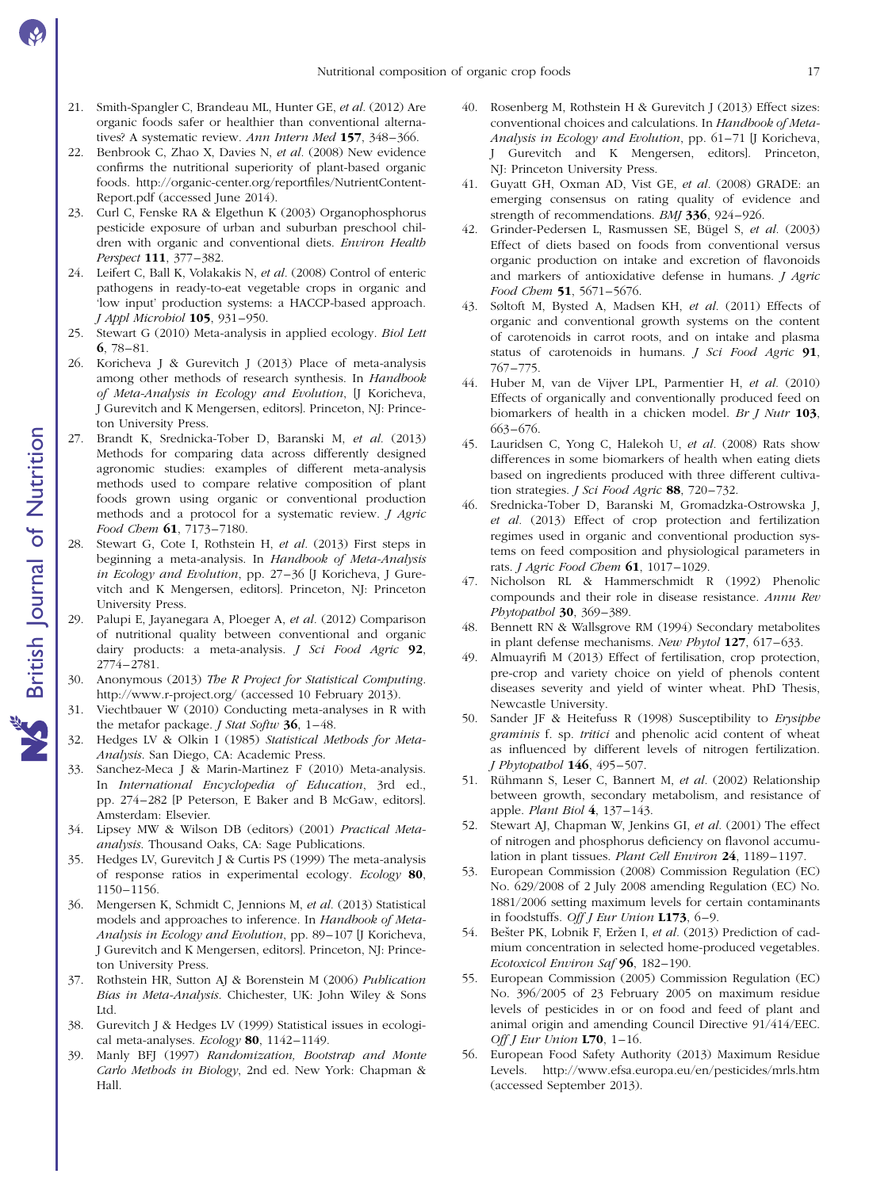21. Smith-Spangler C, Brandeau ML, Hunter GE, *et al.* (2012) Are organic foods safer or healthier than conventional alternatives? A systematic review. *Ann Intern Med* **157**, 348–366.
22. Benbrook C, Zhao X, Davies N, *et al.* (2008) New evidence confirms the nutritional superiority of plant-based organic foods. http://organic-center.org/reportfiles/NutrientContent-Report.pdf (accessed June 2014).
23. Curl C, Fenske RA & Elgethun K (2003) Organophosphorus pesticide exposure of urban and suburban preschool children with organic and conventional diets. *Environ Health Perspect* **111**, 377–382.
24. Leifert C, Ball K, Volakakis N, *et al.* (2008) Control of enteric pathogens in ready-to-eat vegetable crops in organic and 'low input' production systems: a HACCP-based approach. *J Appl Microbiol* **105**, 931–950.
25. Stewart G (2010) Meta-analysis in applied ecology. *Biol Lett* **6**, 78–81.
26. Koricheva J & Gurevitch J (2013) Place of meta-analysis among other methods of research synthesis. In *Handbook of Meta-Analysis in Ecology and Evolution*, [J Koricheva, J Gurevitch and K Mengersen, editors]. Princeton, NJ: Princeton University Press.
27. Brandt K, Srednicka-Tober D, Baranski M, *et al.* (2013) Methods for comparing data across differently designed agronomic studies: examples of different meta-analysis methods used to compare relative composition of plant foods grown using organic or conventional production methods and a protocol for a systematic review. *J Agric Food Chem* **61**, 7173–7180.
28. Stewart G, Cote I, Rothstein H, *et al.* (2013) First steps in beginning a meta-analysis. In *Handbook of Meta-Analysis in Ecology and Evolution*, pp. 27–36 [J Koricheva, J Gurevitch and K Mengersen, editors]. Princeton, NJ: Princeton University Press.
29. Palupi E, Jayanegara A, Ploeger A, *et al.* (2012) Comparison of nutritional quality between conventional and organic dairy products: a meta-analysis. *J Sci Food Agric* **92**, 2774–2781.
30. Anonymous (2013) *The R Project for Statistical Computing*. http://www.r-project.org/ (accessed 10 February 2013).
31. Viechtbauer W (2010) Conducting meta-analyses in R with the metafor package. *J Stat Softw* **36**, 1–48.
32. Hedges LV & Olkin I (1985) *Statistical Methods for Meta-Analysis*. San Diego, CA: Academic Press.
33. Sanchez-Meca J & Marin-Martinez F (2010) Meta-analysis. In *International Encyclopedia of Education*, 3rd ed., pp. 274–282 [P Peterson, E Baker and B McGaw, editors]. Amsterdam: Elsevier.
34. Lipsey MW & Wilson DB (editors) (2001) *Practical Meta-analysis*. Thousand Oaks, CA: Sage Publications.
35. Hedges LV, Gurevitch J & Curtis PS (1999) The meta-analysis of response ratios in experimental ecology. *Ecology* **80**, 1150–1156.
36. Mengersen K, Schmidt C, Jennions M, *et al.* (2013) Statistical models and approaches to inference. In *Handbook of Meta-Analysis in Ecology and Evolution*, pp. 89–107 [J Koricheva, J Gurevitch and K Mengersen, editors]. Princeton, NJ: Princeton University Press.
37. Rothstein HR, Sutton AJ & Borenstein M (2006) *Publication Bias in Meta-Analysis*. Chichester, UK: John Wiley & Sons Ltd.
38. Gurevitch J & Hedges LV (1999) Statistical issues in ecological meta-analyses. *Ecology* **80**, 1142–1149.
39. Manly BFJ (1997) *Randomization, Bootstrap and Monte Carlo Methods in Biology*, 2nd ed. New York: Chapman & Hall.
40. Rosenberg M, Rothstein H & Gurevitch J (2013) Effect sizes: conventional choices and calculations. In *Handbook of Meta-Analysis in Ecology and Evolution*, pp. 61–71 [J Koricheva, J Gurevitch and K Mengersen, editors]. Princeton, NJ: Princeton University Press.
41. Guyatt GH, Oxman AD, Vist GE, *et al.* (2008) GRADE: an emerging consensus on rating quality of evidence and strength of recommendations. *BMJ* **336**, 924–926.
42. Grinder-Pedersen L, Rasmussen SE, Bügel S, *et al.* (2003) Effect of diets based on foods from conventional versus organic production on intake and excretion of flavonoids and markers of antioxidative defense in humans. *J Agric Food Chem* **51**, 5671–5676.
43. Søltoft M, Bysted A, Madsen KH, *et al.* (2011) Effects of organic and conventional growth systems on the content of carotenoids in carrot roots, and on intake and plasma status of carotenoids in humans. *J Sci Food Agric* **91**, 767–775.
44. Huber M, van de Vijver LPL, Parmentier H, *et al.* (2010) Effects of organically and conventionally produced feed on biomarkers of health in a chicken model. *Br J Nutr* **103**, 663–676.
45. Lauridsen C, Yong C, Halekoh U, *et al.* (2008) Rats show differences in some biomarkers of health when eating diets based on ingredients produced with three different cultivation strategies. *J Sci Food Agric* **88**, 720–732.
46. Srednicka-Tober D, Baranski M, Gromadzka-Ostrowska J, *et al.* (2013) Effect of crop protection and fertilization regimes used in organic and conventional production systems on feed composition and physiological parameters in rats. *J Agric Food Chem* **61**, 1017–1029.
47. Nicholson RL & Hammerschmidt R (1992) Phenolic compounds and their role in disease resistance. *Annu Rev Phytopathol* **30**, 369–389.
48. Bennett RN & Wallsgrove RM (1994) Secondary metabolites in plant defense mechanisms. *New Phytol* **127**, 617–633.
49. Almuayrifi M (2013) Effect of fertilisation, crop protection, pre-crop and variety choice on yield of phenols content diseases severity and yield of winter wheat. PhD Thesis, Newcastle University.
50. Sander JF & Heitefuss R (1998) Susceptibility to *Erysiphe graminis* f. sp. *tritici* and phenolic acid content of wheat as influenced by different levels of nitrogen fertilization. *J Phytopathol* **146**, 495–507.
51. Rühmann S, Leser C, Bannert M, *et al.* (2002) Relationship between growth, secondary metabolism, and resistance of apple. *Plant Biol* **4**, 137–143.
52. Stewart AJ, Chapman W, Jenkins GI, *et al.* (2001) The effect of nitrogen and phosphorus deficiency on flavonol accumulation in plant tissues. *Plant Cell Environ* **24**, 1189–1197.
53. European Commission (2008) Commission Regulation (EC) No. 629/2008 of 2 July 2008 amending Regulation (EC) No. 1881/2006 setting maximum levels for certain contaminants in foodstuffs. *Off J Eur Union* **L173**, 6–9.
54. Bešter PK, Lobnik F, Eržen I, *et al.* (2013) Prediction of cadmium concentration in selected home-produced vegetables. *Ecotoxicol Environ Saf* **96**, 182–190.
55. European Commission (2005) Commission Regulation (EC) No. 396/2005 of 23 February 2005 on maximum residue levels of pesticides in or on food and feed of plant and animal origin and amending Council Directive 91/414/EEC. *Off J Eur Union* **L70**, 1–16.
56. European Food Safety Authority (2013) Maximum Residue Levels. http://www.efsa.europa.eu/en/pesticides/mrls.htm (accessed September 2013).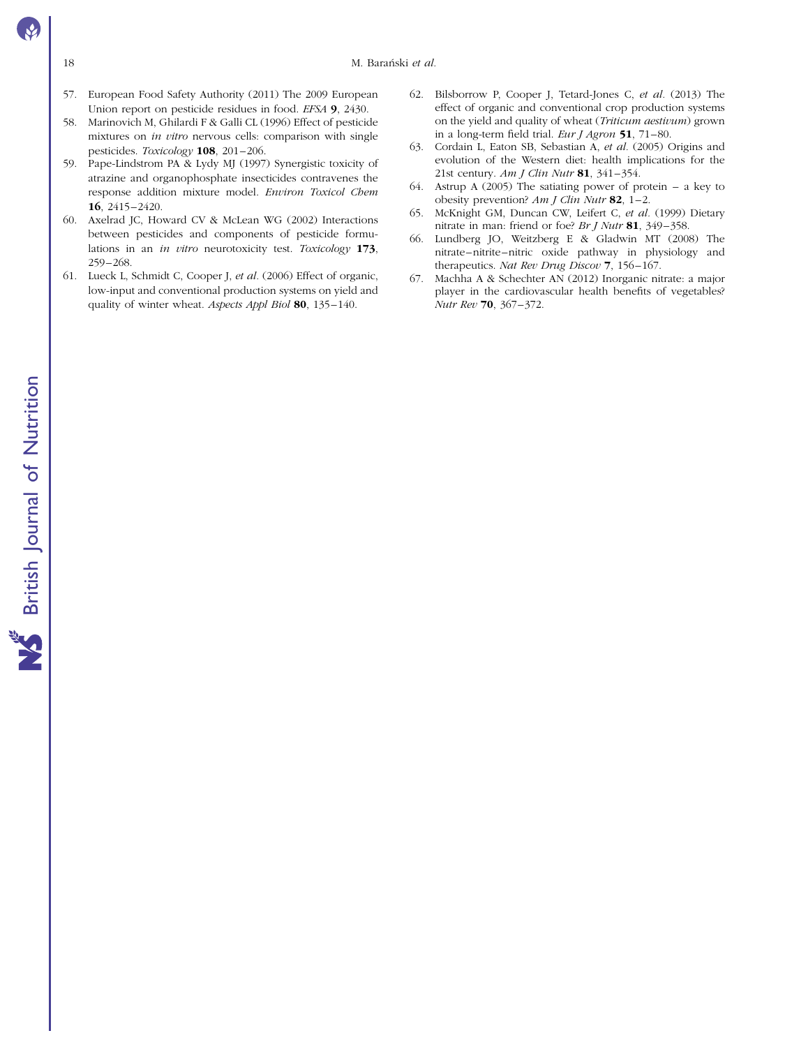57. European Food Safety Authority (2011) The 2009 European Union report on pesticide residues in food. *EFSA* **9**, 2430.
58. Marinovich M, Ghilardi F & Galli CL (1996) Effect of pesticide mixtures on *in vitro* nervous cells: comparison with single pesticides. *Toxicology* **108**, 201–206.
59. Pape-Lindstrom PA & Lydy MJ (1997) Synergistic toxicity of atrazine and organophosphate insecticides contravenes the response addition mixture model. *Environ Toxicol Chem* **16**, 2415–2420.
60. Axelrad JC, Howard CV & McLean WG (2002) Interactions between pesticides and components of pesticide formulations in an *in vitro* neurotoxicity test. *Toxicology* **173**, 259–268.
61. Lueck L, Schmidt C, Cooper J, *et al*. (2006) Effect of organic, low-input and conventional production systems on yield and quality of winter wheat. *Aspects Appl Biol* **80**, 135–140.
62. Bilsborrow P, Cooper J, Tetard-Jones C, *et al*. (2013) The effect of organic and conventional crop production systems on the yield and quality of wheat (*Triticum aestivum*) grown in a long-term field trial. *Eur J Agron* **51**, 71–80.
63. Cordain L, Eaton SB, Sebastian A, *et al*. (2005) Origins and evolution of the Western diet: health implications for the 21st century. *Am J Clin Nutr* **81**, 341–354.
64. Astrup A (2005) The satiating power of protein – a key to obesity prevention? *Am J Clin Nutr* **82**, 1–2.
65. McKnight GM, Duncan CW, Leifert C, *et al*. (1999) Dietary nitrate in man: friend or foe? *Br J Nutr* **81**, 349–358.
66. Lundberg JO, Weitzberg E & Gladwin MT (2008) The nitrate–nitrite–nitric oxide pathway in physiology and therapeutics. *Nat Rev Drug Discov* **7**, 156–167.
67. Machha A & Schechter AN (2012) Inorganic nitrate: a major player in the cardiovascular health benefits of vegetables? *Nutr Rev* **70**, 367–372.